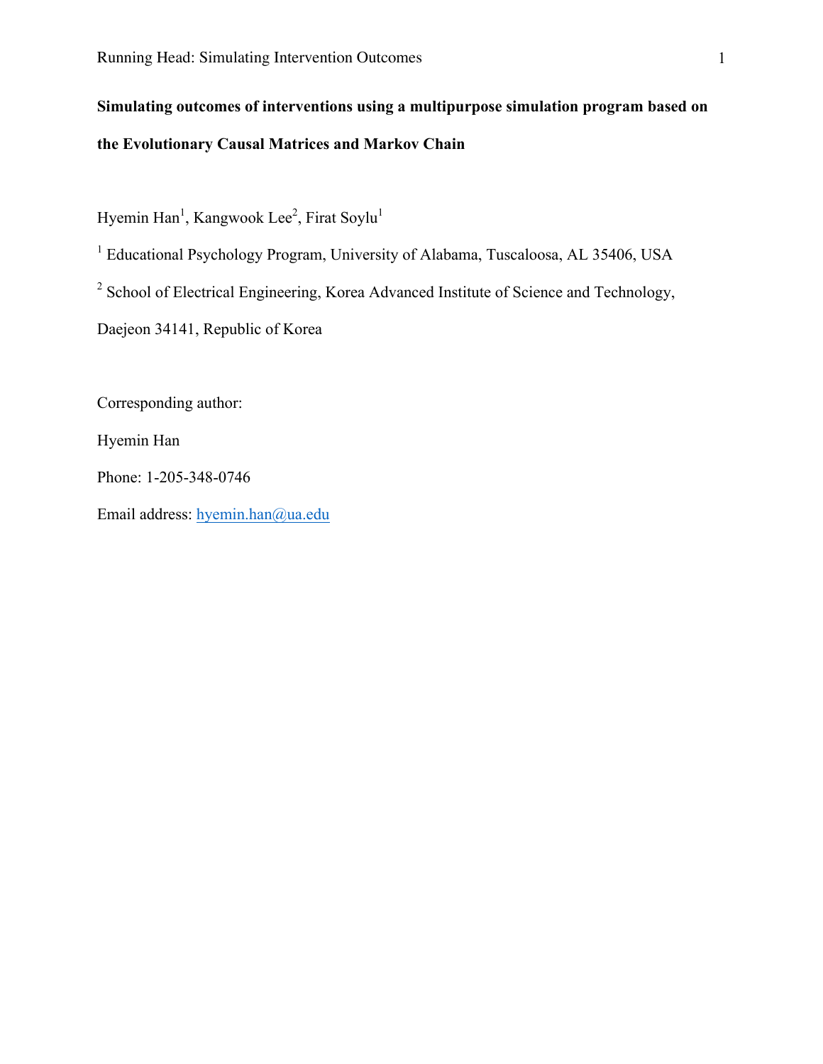**Simulating outcomes of interventions using a multipurpose simulation program based on the Evolutionary Causal Matrices and Markov Chain**

Hyemin Han[1], Kangwook Lee[2], Firat Soylu[1]

[1] Educational Psychology Program, University of Alabama, Tuscaloosa, AL 35406, USA

[2] School of Electrical Engineering, Korea Advanced Institute of Science and Technology, Daejeon 34141, Republic of Korea

Corresponding author:

Hyemin Han

Phone: 1-205-348-0746

Email address: hyemin.han@ua.edu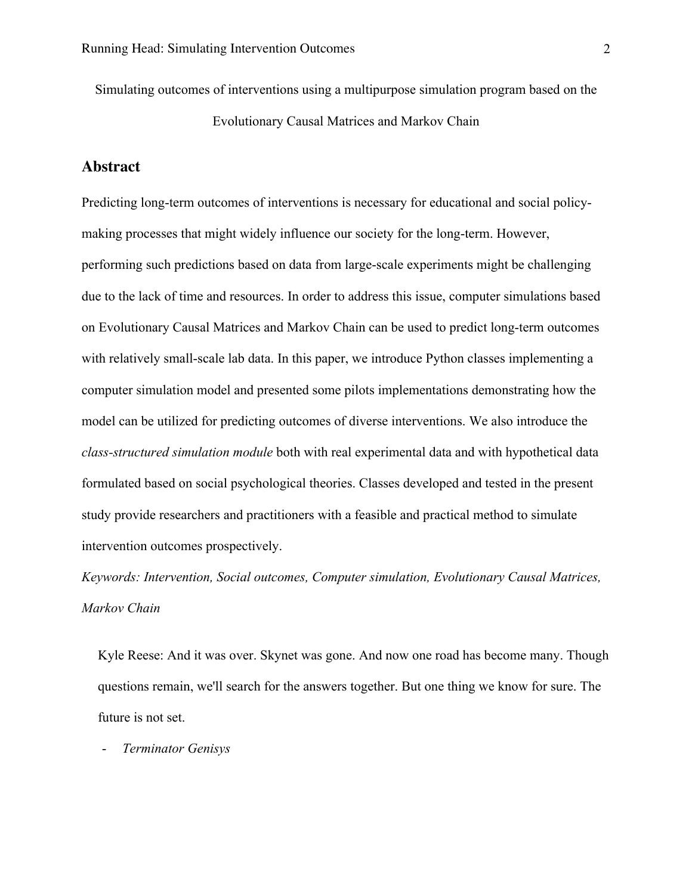Simulating outcomes of interventions using a multipurpose simulation program based on the Evolutionary Causal Matrices and Markov Chain

## Abstract

Predicting long-term outcomes of interventions is necessary for educational and social policy-making processes that might widely influence our society for the long-term. However, performing such predictions based on data from large-scale experiments might be challenging due to the lack of time and resources. In order to address this issue, computer simulations based on Evolutionary Causal Matrices and Markov Chain can be used to predict long-term outcomes with relatively small-scale lab data. In this paper, we introduce Python classes implementing a computer simulation model and presented some pilots implementations demonstrating how the model can be utilized for predicting outcomes of diverse interventions. We also introduce the *class-structured simulation module* both with real experimental data and with hypothetical data formulated based on social psychological theories. Classes developed and tested in the present study provide researchers and practitioners with a feasible and practical method to simulate intervention outcomes prospectively.

*Keywords: Intervention, Social outcomes, Computer simulation, Evolutionary Causal Matrices, Markov Chain*

> Kyle Reese: And it was over. Skynet was gone. And now one road has become many. Though questions remain, we'll search for the answers together. But one thing we know for sure. The future is not set.
>
> - *Terminator Genisys*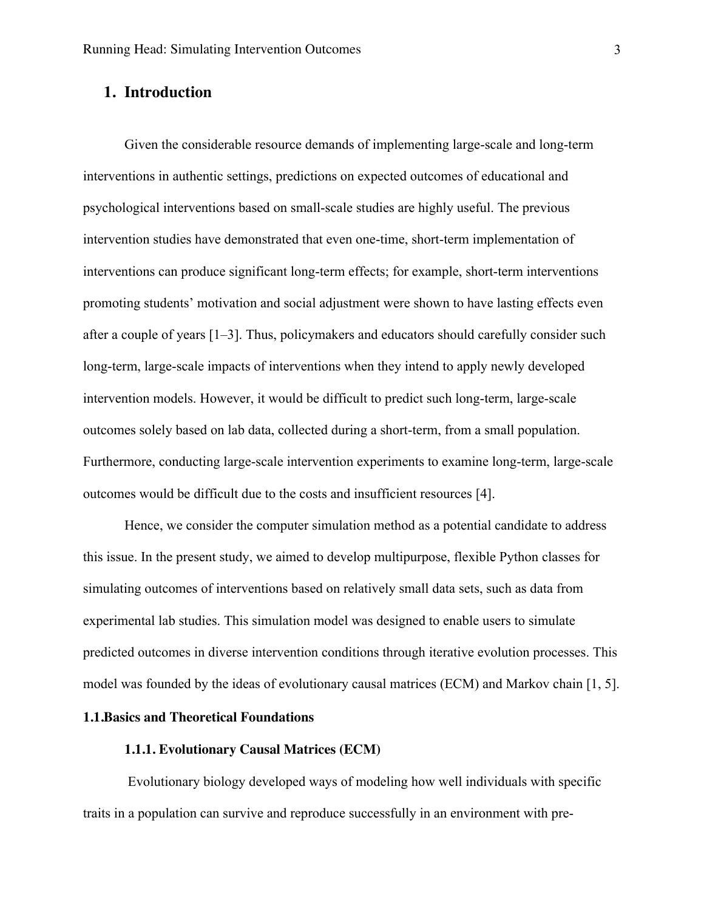# 1. Introduction

Given the considerable resource demands of implementing large-scale and long-term interventions in authentic settings, predictions on expected outcomes of educational and psychological interventions based on small-scale studies are highly useful. The previous intervention studies have demonstrated that even one-time, short-term implementation of interventions can produce significant long-term effects; for example, short-term interventions promoting students' motivation and social adjustment were shown to have lasting effects even after a couple of years [1–3]. Thus, policymakers and educators should carefully consider such long-term, large-scale impacts of interventions when they intend to apply newly developed intervention models. However, it would be difficult to predict such long-term, large-scale outcomes solely based on lab data, collected during a short-term, from a small population. Furthermore, conducting large-scale intervention experiments to examine long-term, large-scale outcomes would be difficult due to the costs and insufficient resources [4].

Hence, we consider the computer simulation method as a potential candidate to address this issue. In the present study, we aimed to develop multipurpose, flexible Python classes for simulating outcomes of interventions based on relatively small data sets, such as data from experimental lab studies. This simulation model was designed to enable users to simulate predicted outcomes in diverse intervention conditions through iterative evolution processes. This model was founded by the ideas of evolutionary causal matrices (ECM) and Markov chain [1, 5].

## 1.1. Basics and Theoretical Foundations

### 1.1.1. Evolutionary Causal Matrices (ECM)

Evolutionary biology developed ways of modeling how well individuals with specific traits in a population can survive and reproduce successfully in an environment with pre-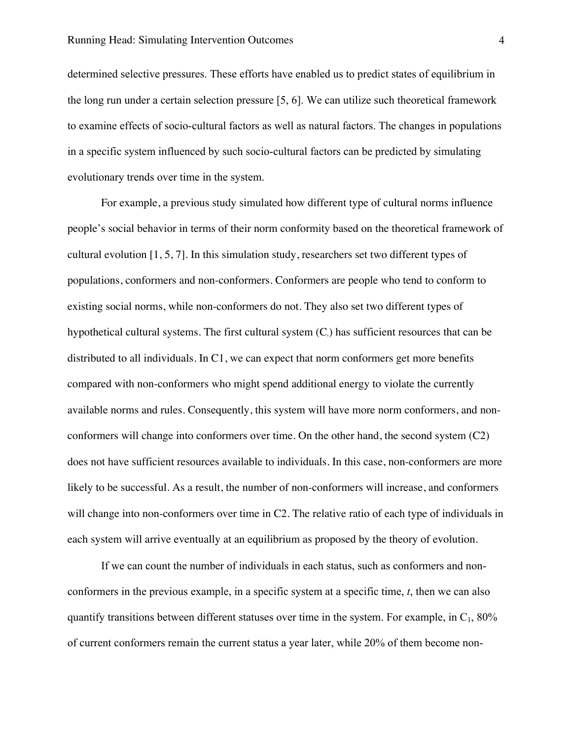determined selective pressures. These efforts have enabled us to predict states of equilibrium in the long run under a certain selection pressure [5, 6]. We can utilize such theoretical framework to examine effects of socio-cultural factors as well as natural factors. The changes in populations in a specific system influenced by such socio-cultural factors can be predicted by simulating evolutionary trends over time in the system.

For example, a previous study simulated how different type of cultural norms influence people's social behavior in terms of their norm conformity based on the theoretical framework of cultural evolution [1, 5, 7]. In this simulation study, researchers set two different types of populations, conformers and non-conformers. Conformers are people who tend to conform to existing social norms, while non-conformers do not. They also set two different types of hypothetical cultural systems. The first cultural system ($C_1$) has sufficient resources that can be distributed to all individuals. In C1, we can expect that norm conformers get more benefits compared with non-conformers who might spend additional energy to violate the currently available norms and rules. Consequently, this system will have more norm conformers, and non-conformers will change into conformers over time. On the other hand, the second system (C2) does not have sufficient resources available to individuals. In this case, non-conformers are more likely to be successful. As a result, the number of non-conformers will increase, and conformers will change into non-conformers over time in C2. The relative ratio of each type of individuals in each system will arrive eventually at an equilibrium as proposed by the theory of evolution.

If we can count the number of individuals in each status, such as conformers and non-conformers in the previous example, in a specific system at a specific time, $t$, then we can also quantify transitions between different statuses over time in the system. For example, in $C_1$, 80% of current conformers remain the current status a year later, while 20% of them become non-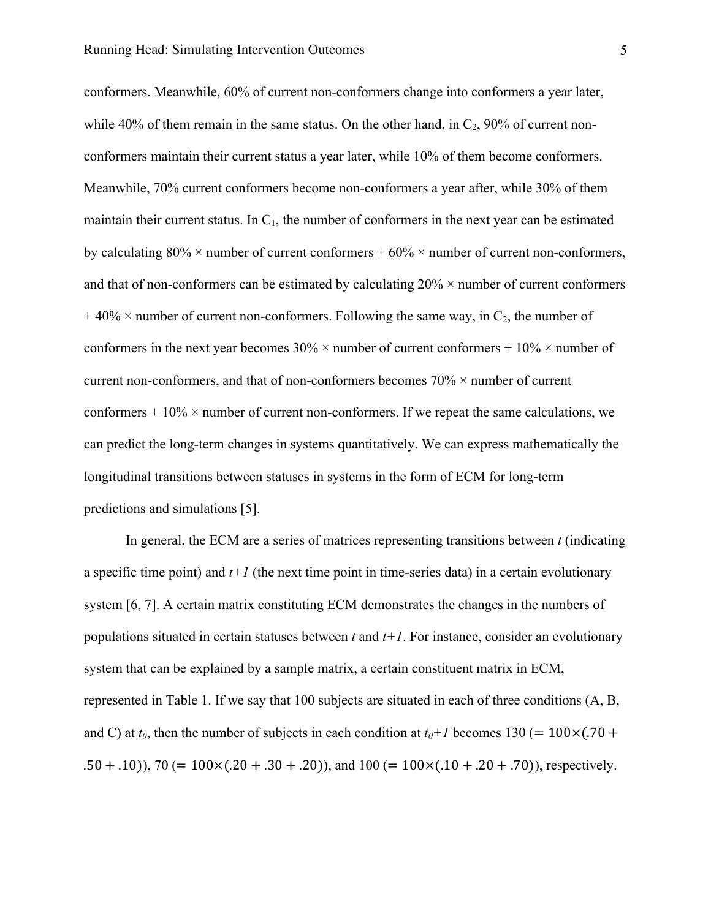conformers. Meanwhile, 60% of current non-conformers change into conformers a year later, while 40% of them remain in the same status. On the other hand, in $C_2$, 90% of current non-conformers maintain their current status a year later, while 10% of them become conformers. Meanwhile, 70% current conformers become non-conformers a year after, while 30% of them maintain their current status. In $C_1$, the number of conformers in the next year can be estimated by calculating 80% × number of current conformers + 60% × number of current non-conformers, and that of non-conformers can be estimated by calculating 20% × number of current conformers + 40% × number of current non-conformers. Following the same way, in $C_2$, the number of conformers in the next year becomes 30% × number of current conformers + 10% × number of current non-conformers, and that of non-conformers becomes 70% × number of current conformers + 10% × number of current non-conformers. If we repeat the same calculations, we can predict the long-term changes in systems quantitatively. We can express mathematically the longitudinal transitions between statuses in systems in the form of ECM for long-term predictions and simulations [5].

In general, the ECM are a series of matrices representing transitions between *t* (indicating a specific time point) and *t+1* (the next time point in time-series data) in a certain evolutionary system [6, 7]. A certain matrix constituting ECM demonstrates the changes in the numbers of populations situated in certain statuses between *t* and *t+1*. For instance, consider an evolutionary system that can be explained by a sample matrix, a certain constituent matrix in ECM, represented in Table 1. If we say that 100 subjects are situated in each of three conditions (A, B, and C) at $t_0$, then the number of subjects in each condition at $t_0+1$ becomes 130 ($= 100 \times (.70 + .50 + .10)$), 70 ($= 100 \times (.20 + .30 + .20)$), and 100 ($= 100 \times (.10 + .20 + .70)$), respectively.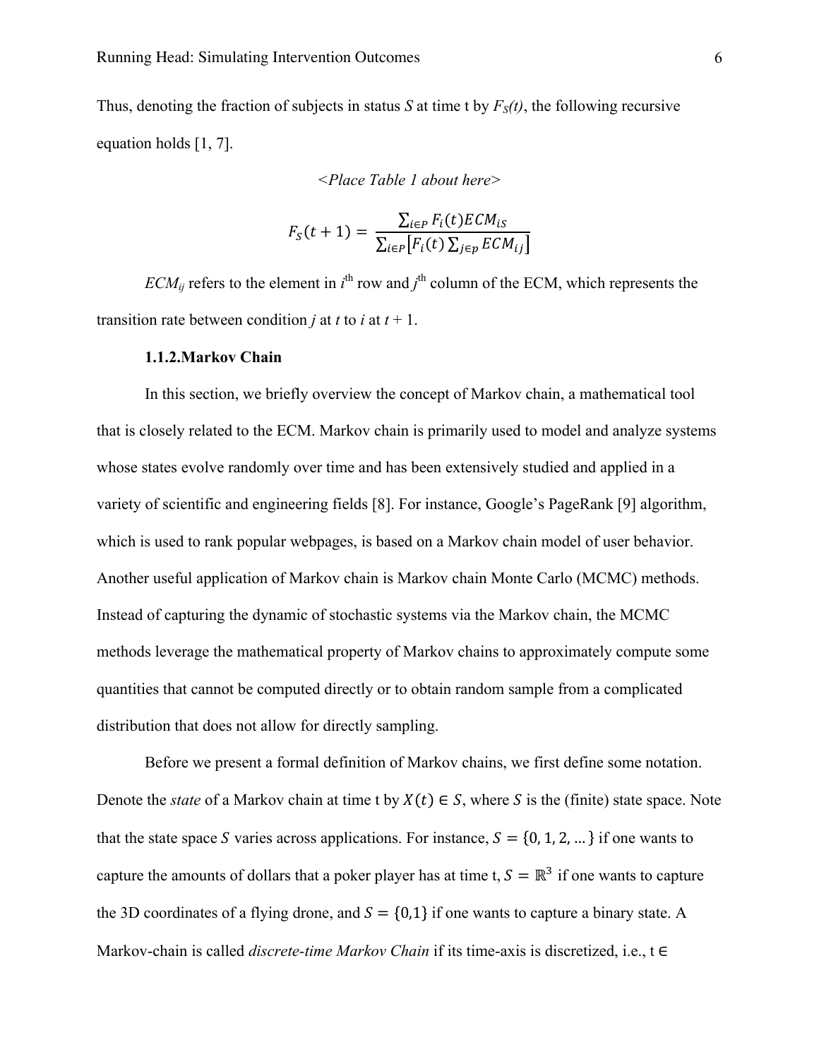Thus, denoting the fraction of subjects in status $S$ at time t by $F_S(t)$, the following recursive equation holds [1, 7].

*<Place Table 1 about here>*

$$F_S(t+1) = \frac{\sum_{i \in P} F_i(t) ECM_{iS}}{\sum_{i \in P} \left[ F_i(t) \sum_{j \in p} ECM_{ij} \right]}$$

$ECM_{ij}$ refers to the element in $i^{th}$ row and $j^{th}$ column of the ECM, which represents the transition rate between condition $j$ at $t$ to $i$ at $t + 1$.

### 1.1.2. Markov Chain

In this section, we briefly overview the concept of Markov chain, a mathematical tool that is closely related to the ECM. Markov chain is primarily used to model and analyze systems whose states evolve randomly over time and has been extensively studied and applied in a variety of scientific and engineering fields [8]. For instance, Google's PageRank [9] algorithm, which is used to rank popular webpages, is based on a Markov chain model of user behavior. Another useful application of Markov chain is Markov chain Monte Carlo (MCMC) methods. Instead of capturing the dynamic of stochastic systems via the Markov chain, the MCMC methods leverage the mathematical property of Markov chains to approximately compute some quantities that cannot be computed directly or to obtain random sample from a complicated distribution that does not allow for directly sampling.

Before we present a formal definition of Markov chains, we first define some notation. Denote the *state* of a Markov chain at time t by $X(t) \in S$, where $S$ is the (finite) state space. Note that the state space $S$ varies across applications. For instance, $S = \{0, 1, 2, \ldots\}$ if one wants to capture the amounts of dollars that a poker player has at time t, $S = \mathbb{R}^3$ if one wants to capture the 3D coordinates of a flying drone, and $S = \{0,1\}$ if one wants to capture a binary state. A Markov-chain is called *discrete-time Markov Chain* if its time-axis is discretized, i.e., t ∈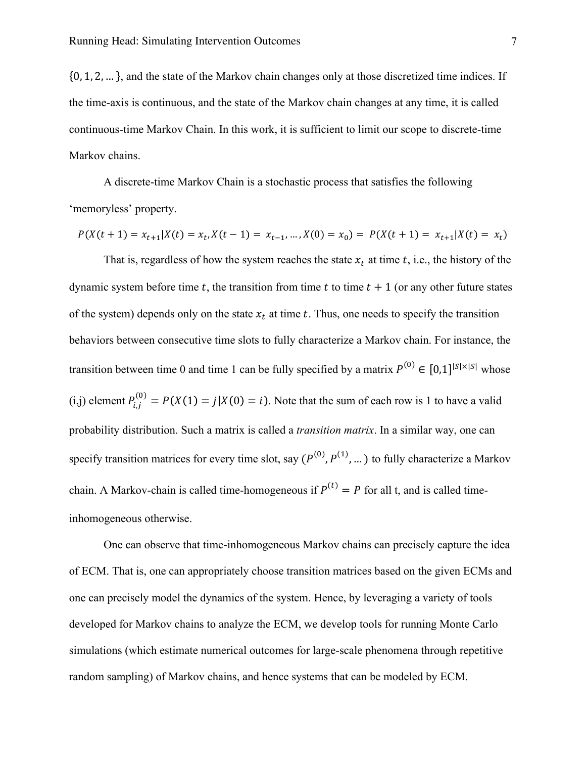$\{0, 1, 2, \ldots\}$, and the state of the Markov chain changes only at those discretized time indices. If the time-axis is continuous, and the state of the Markov chain changes at any time, it is called continuous-time Markov Chain. In this work, it is sufficient to limit our scope to discrete-time Markov chains.

A discrete-time Markov Chain is a stochastic process that satisfies the following 'memoryless' property.

$$P(X(t+1) = x_{t+1} | X(t) = x_t, X(t-1) = x_{t-1}, \ldots, X(0) = x_0) = P(X(t+1) = x_{t+1} | X(t) = x_t)$$

That is, regardless of how the system reaches the state $x_t$ at time $t$, i.e., the history of the dynamic system before time $t$, the transition from time $t$ to time $t+1$ (or any other future states of the system) depends only on the state $x_t$ at time $t$. Thus, one needs to specify the transition behaviors between consecutive time slots to fully characterize a Markov chain. For instance, the transition between time 0 and time 1 can be fully specified by a matrix $P^{(0)} \in [0,1]^{|S| \times |S|}$ whose (i,j) element $P_{i,j}^{(0)} = P(X(1) = j | X(0) = i)$. Note that the sum of each row is 1 to have a valid probability distribution. Such a matrix is called a *transition matrix*. In a similar way, one can specify transition matrices for every time slot, say $(P^{(0)}, P^{(1)}, \ldots)$ to fully characterize a Markov chain. A Markov-chain is called time-homogeneous if $P^{(t)} = P$ for all t, and is called time-inhomogeneous otherwise.

One can observe that time-inhomogeneous Markov chains can precisely capture the idea of ECM. That is, one can appropriately choose transition matrices based on the given ECMs and one can precisely model the dynamics of the system. Hence, by leveraging a variety of tools developed for Markov chains to analyze the ECM, we develop tools for running Monte Carlo simulations (which estimate numerical outcomes for large-scale phenomena through repetitive random sampling) of Markov chains, and hence systems that can be modeled by ECM.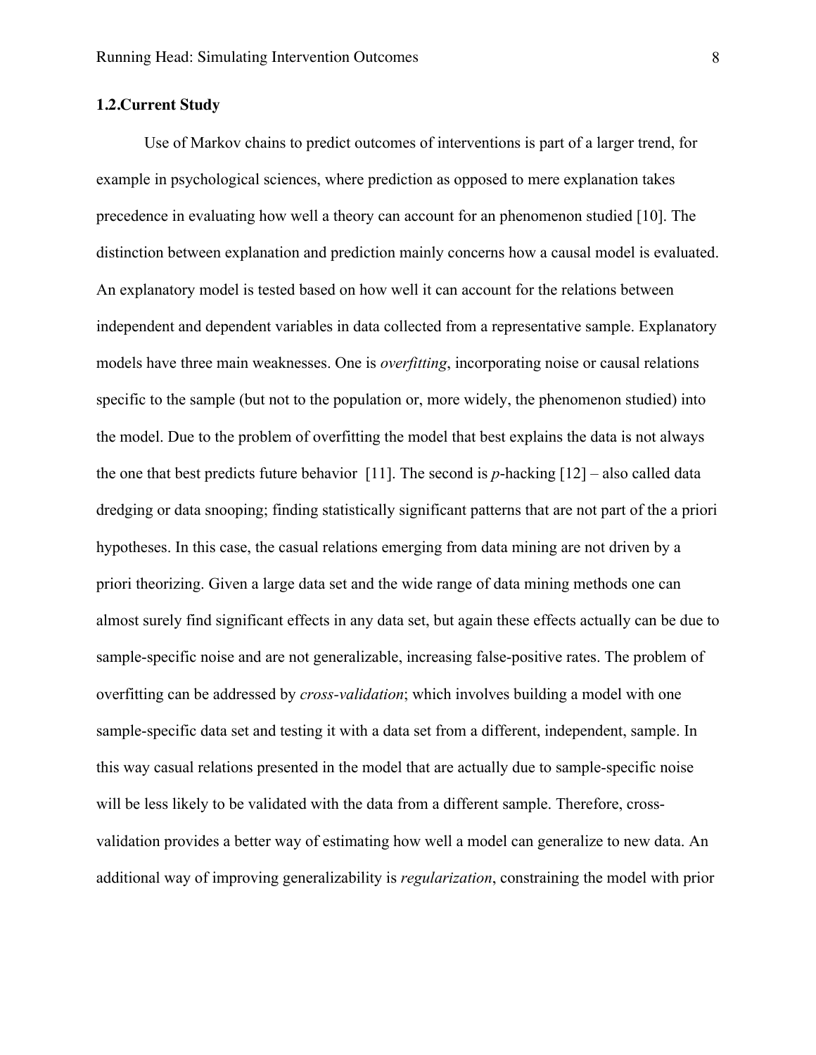### 1.2.Current Study

Use of Markov chains to predict outcomes of interventions is part of a larger trend, for example in psychological sciences, where prediction as opposed to mere explanation takes precedence in evaluating how well a theory can account for an phenomenon studied [10]. The distinction between explanation and prediction mainly concerns how a causal model is evaluated. An explanatory model is tested based on how well it can account for the relations between independent and dependent variables in data collected from a representative sample. Explanatory models have three main weaknesses. One is *overfitting*, incorporating noise or causal relations specific to the sample (but not to the population or, more widely, the phenomenon studied) into the model. Due to the problem of overfitting the model that best explains the data is not always the one that best predicts future behavior [11]. The second is *p*-hacking [12] – also called data dredging or data snooping; finding statistically significant patterns that are not part of the a priori hypotheses. In this case, the casual relations emerging from data mining are not driven by a priori theorizing. Given a large data set and the wide range of data mining methods one can almost surely find significant effects in any data set, but again these effects actually can be due to sample-specific noise and are not generalizable, increasing false-positive rates. The problem of overfitting can be addressed by *cross-validation*; which involves building a model with one sample-specific data set and testing it with a data set from a different, independent, sample. In this way casual relations presented in the model that are actually due to sample-specific noise will be less likely to be validated with the data from a different sample. Therefore, cross-validation provides a better way of estimating how well a model can generalize to new data. An additional way of improving generalizability is *regularization*, constraining the model with prior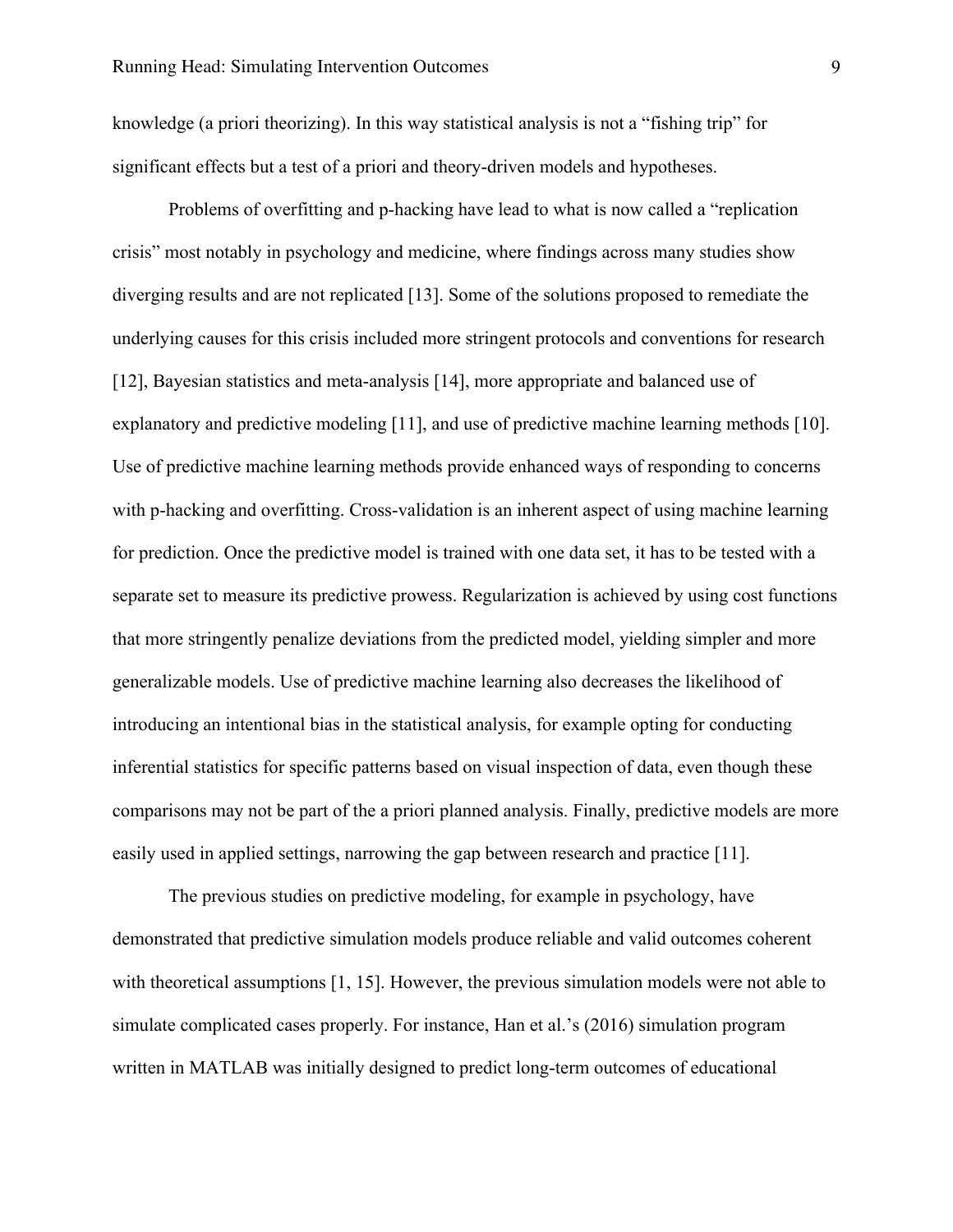knowledge (a priori theorizing). In this way statistical analysis is not a "fishing trip" for significant effects but a test of a priori and theory-driven models and hypotheses.

Problems of overfitting and p-hacking have lead to what is now called a "replication crisis" most notably in psychology and medicine, where findings across many studies show diverging results and are not replicated [13]. Some of the solutions proposed to remediate the underlying causes for this crisis included more stringent protocols and conventions for research [12], Bayesian statistics and meta-analysis [14], more appropriate and balanced use of explanatory and predictive modeling [11], and use of predictive machine learning methods [10]. Use of predictive machine learning methods provide enhanced ways of responding to concerns with p-hacking and overfitting. Cross-validation is an inherent aspect of using machine learning for prediction. Once the predictive model is trained with one data set, it has to be tested with a separate set to measure its predictive prowess. Regularization is achieved by using cost functions that more stringently penalize deviations from the predicted model, yielding simpler and more generalizable models. Use of predictive machine learning also decreases the likelihood of introducing an intentional bias in the statistical analysis, for example opting for conducting inferential statistics for specific patterns based on visual inspection of data, even though these comparisons may not be part of the a priori planned analysis. Finally, predictive models are more easily used in applied settings, narrowing the gap between research and practice [11].

The previous studies on predictive modeling, for example in psychology, have demonstrated that predictive simulation models produce reliable and valid outcomes coherent with theoretical assumptions [1, 15]. However, the previous simulation models were not able to simulate complicated cases properly. For instance, Han et al.'s (2016) simulation program written in MATLAB was initially designed to predict long-term outcomes of educational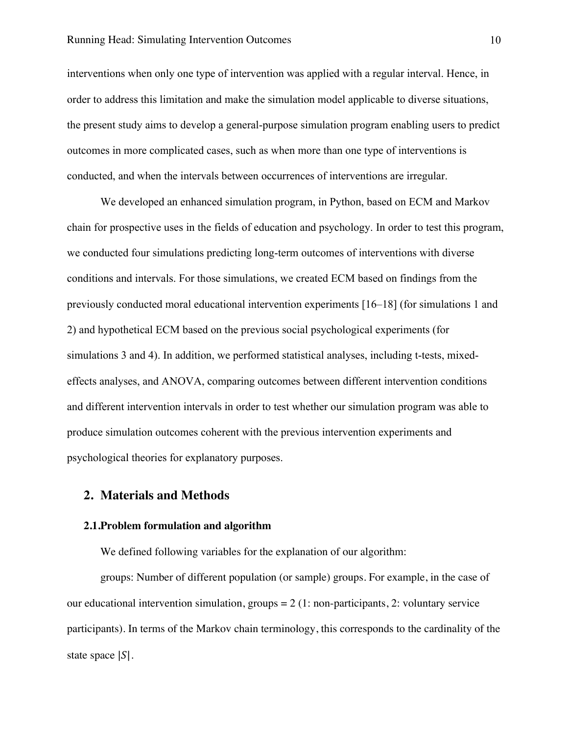interventions when only one type of intervention was applied with a regular interval. Hence, in order to address this limitation and make the simulation model applicable to diverse situations, the present study aims to develop a general-purpose simulation program enabling users to predict outcomes in more complicated cases, such as when more than one type of interventions is conducted, and when the intervals between occurrences of interventions are irregular.

We developed an enhanced simulation program, in Python, based on ECM and Markov chain for prospective uses in the fields of education and psychology. In order to test this program, we conducted four simulations predicting long-term outcomes of interventions with diverse conditions and intervals. For those simulations, we created ECM based on findings from the previously conducted moral educational intervention experiments [16–18] (for simulations 1 and 2) and hypothetical ECM based on the previous social psychological experiments (for simulations 3 and 4). In addition, we performed statistical analyses, including t-tests, mixed-effects analyses, and ANOVA, comparing outcomes between different intervention conditions and different intervention intervals in order to test whether our simulation program was able to produce simulation outcomes coherent with the previous intervention experiments and psychological theories for explanatory purposes.

## 2. Materials and Methods

### 2.1. Problem formulation and algorithm

We defined following variables for the explanation of our algorithm:

groups: Number of different population (or sample) groups. For example, in the case of our educational intervention simulation, groups = 2 (1: non-participants, 2: voluntary service participants). In terms of the Markov chain terminology, this corresponds to the cardinality of the state space $|S|$.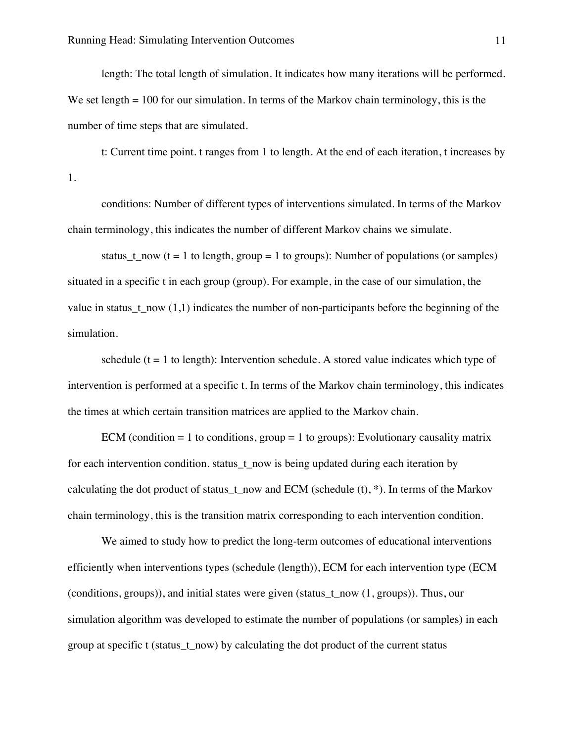length: The total length of simulation. It indicates how many iterations will be performed. We set length = 100 for our simulation. In terms of the Markov chain terminology, this is the number of time steps that are simulated.

t: Current time point. t ranges from 1 to length. At the end of each iteration, t increases by 1.

conditions: Number of different types of interventions simulated. In terms of the Markov chain terminology, this indicates the number of different Markov chains we simulate.

status_t_now (t = 1 to length, group = 1 to groups): Number of populations (or samples) situated in a specific t in each group (group). For example, in the case of our simulation, the value in status_t_now (1,1) indicates the number of non-participants before the beginning of the simulation.

schedule (t = 1 to length): Intervention schedule. A stored value indicates which type of intervention is performed at a specific t. In terms of the Markov chain terminology, this indicates the times at which certain transition matrices are applied to the Markov chain.

ECM (condition = 1 to conditions, group = 1 to groups): Evolutionary causality matrix for each intervention condition. status_t_now is being updated during each iteration by calculating the dot product of status_t_now and ECM (schedule (t), *). In terms of the Markov chain terminology, this is the transition matrix corresponding to each intervention condition.

We aimed to study how to predict the long-term outcomes of educational interventions efficiently when interventions types (schedule (length)), ECM for each intervention type (ECM (conditions, groups)), and initial states were given (status_t_now (1, groups)). Thus, our simulation algorithm was developed to estimate the number of populations (or samples) in each group at specific t (status_t_now) by calculating the dot product of the current status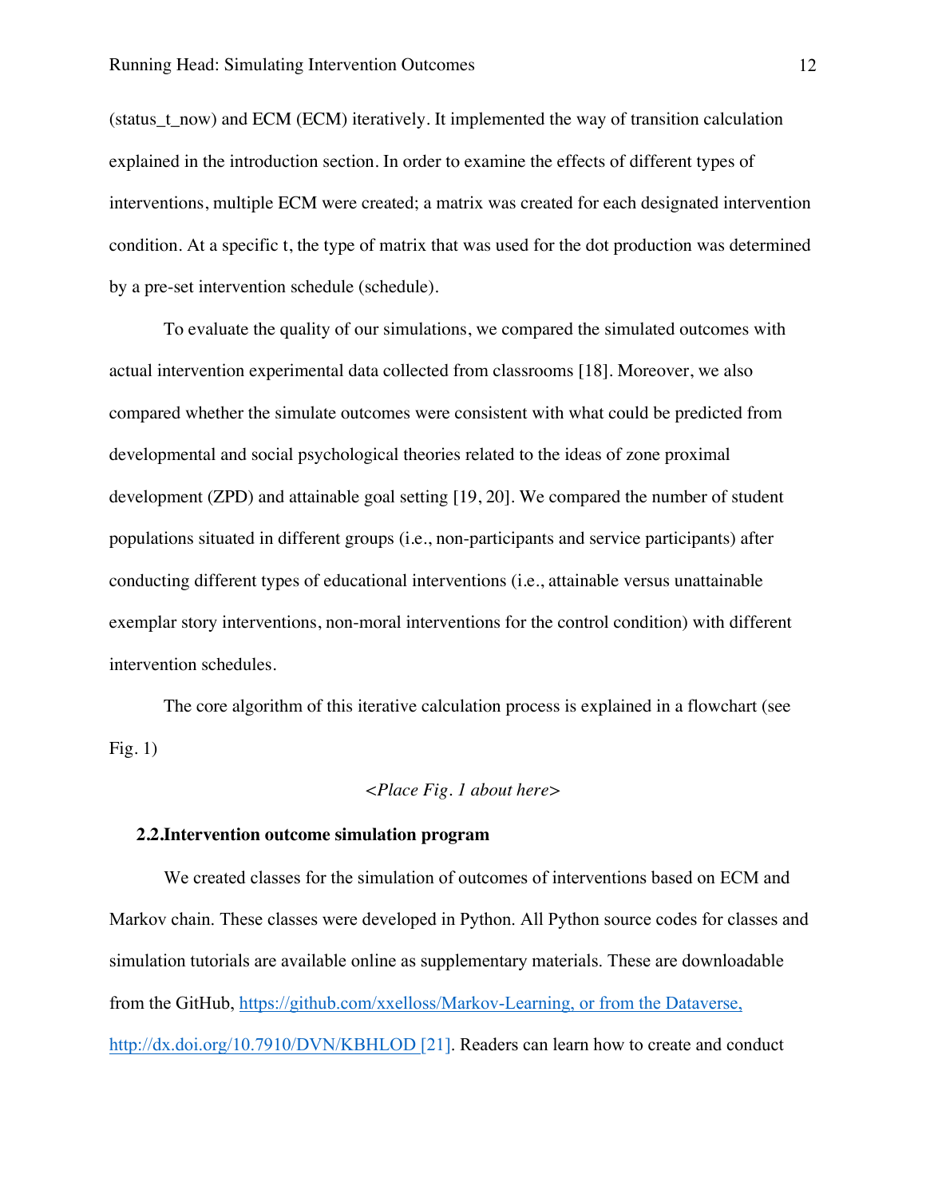(status_t_now) and ECM (ECM) iteratively. It implemented the way of transition calculation explained in the introduction section. In order to examine the effects of different types of interventions, multiple ECM were created; a matrix was created for each designated intervention condition. At a specific t, the type of matrix that was used for the dot production was determined by a pre-set intervention schedule (schedule).

To evaluate the quality of our simulations, we compared the simulated outcomes with actual intervention experimental data collected from classrooms [18]. Moreover, we also compared whether the simulate outcomes were consistent with what could be predicted from developmental and social psychological theories related to the ideas of zone proximal development (ZPD) and attainable goal setting [19, 20]. We compared the number of student populations situated in different groups (i.e., non-participants and service participants) after conducting different types of educational interventions (i.e., attainable versus unattainable exemplar story interventions, non-moral interventions for the control condition) with different intervention schedules.

The core algorithm of this iterative calculation process is explained in a flowchart (see Fig. 1)

*<Place Fig. 1 about here>*

## 2.2.Intervention outcome simulation program

We created classes for the simulation of outcomes of interventions based on ECM and Markov chain. These classes were developed in Python. All Python source codes for classes and simulation tutorials are available online as supplementary materials. These are downloadable from the GitHub, https://github.com/xxelloss/Markov-Learning, or from the Dataverse, http://dx.doi.org/10.7910/DVN/KBHLOD [21]. Readers can learn how to create and conduct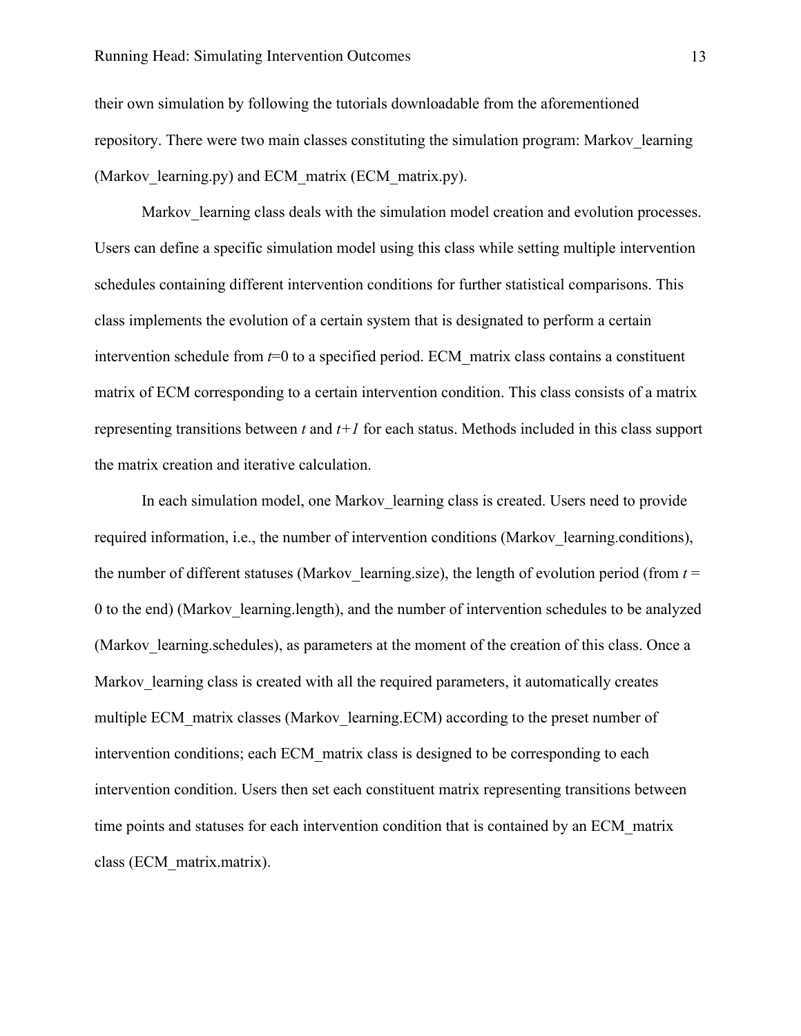their own simulation by following the tutorials downloadable from the aforementioned repository. There were two main classes constituting the simulation program: Markov_learning (Markov_learning.py) and ECM_matrix (ECM_matrix.py).

Markov_learning class deals with the simulation model creation and evolution processes. Users can define a specific simulation model using this class while setting multiple intervention schedules containing different intervention conditions for further statistical comparisons. This class implements the evolution of a certain system that is designated to perform a certain intervention schedule from $t$=0 to a specified period. ECM_matrix class contains a constituent matrix of ECM corresponding to a certain intervention condition. This class consists of a matrix representing transitions between $t$ and $t+1$ for each status. Methods included in this class support the matrix creation and iterative calculation.

In each simulation model, one Markov_learning class is created. Users need to provide required information, i.e., the number of intervention conditions (Markov_learning.conditions), the number of different statuses (Markov_learning.size), the length of evolution period (from $t$ = 0 to the end) (Markov_learning.length), and the number of intervention schedules to be analyzed (Markov_learning.schedules), as parameters at the moment of the creation of this class. Once a Markov_learning class is created with all the required parameters, it automatically creates multiple ECM_matrix classes (Markov_learning.ECM) according to the preset number of intervention conditions; each ECM_matrix class is designed to be corresponding to each intervention condition. Users then set each constituent matrix representing transitions between time points and statuses for each intervention condition that is contained by an ECM_matrix class (ECM_matrix.matrix).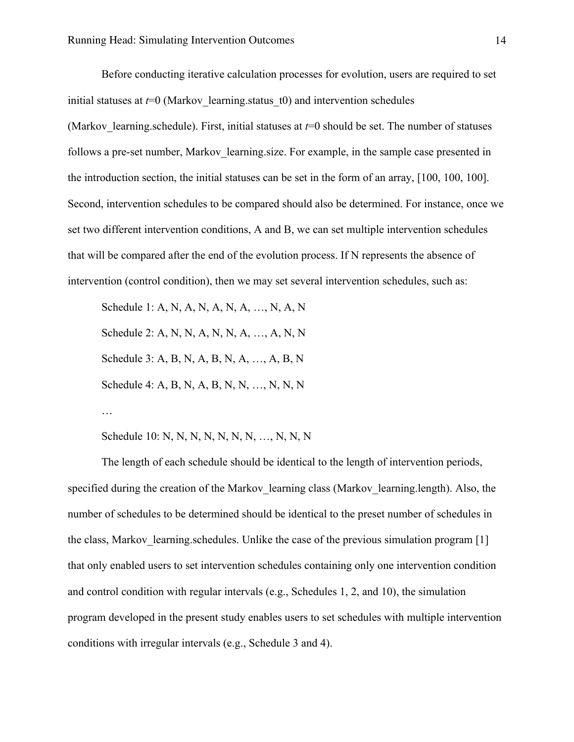Before conducting iterative calculation processes for evolution, users are required to set initial statuses at $t$=0 (Markov_learning.status_t0) and intervention schedules (Markov_learning.schedule). First, initial statuses at $t$=0 should be set. The number of statuses follows a pre-set number, Markov_learning.size. For example, in the sample case presented in the introduction section, the initial statuses can be set in the form of an array, [100, 100, 100]. Second, intervention schedules to be compared should also be determined. For instance, once we set two different intervention conditions, A and B, we can set multiple intervention schedules that will be compared after the end of the evolution process. If N represents the absence of intervention (control condition), then we may set several intervention schedules, such as:

Schedule 1: A, N, A, N, A, N, A, …, N, A, N

Schedule 2: A, N, N, A, N, N, A, …, A, N, N

Schedule 3: A, B, N, A, B, N, A, …, A, B, N

Schedule 4: A, B, N, A, B, N, N, …, N, N, N

…

Schedule 10: N, N, N, N, N, N, N, …, N, N, N

The length of each schedule should be identical to the length of intervention periods, specified during the creation of the Markov_learning class (Markov_learning.length). Also, the number of schedules to be determined should be identical to the preset number of schedules in the class, Markov_learning.schedules. Unlike the case of the previous simulation program [1] that only enabled users to set intervention schedules containing only one intervention condition and control condition with regular intervals (e.g., Schedules 1, 2, and 10), the simulation program developed in the present study enables users to set schedules with multiple intervention conditions with irregular intervals (e.g., Schedule 3 and 4).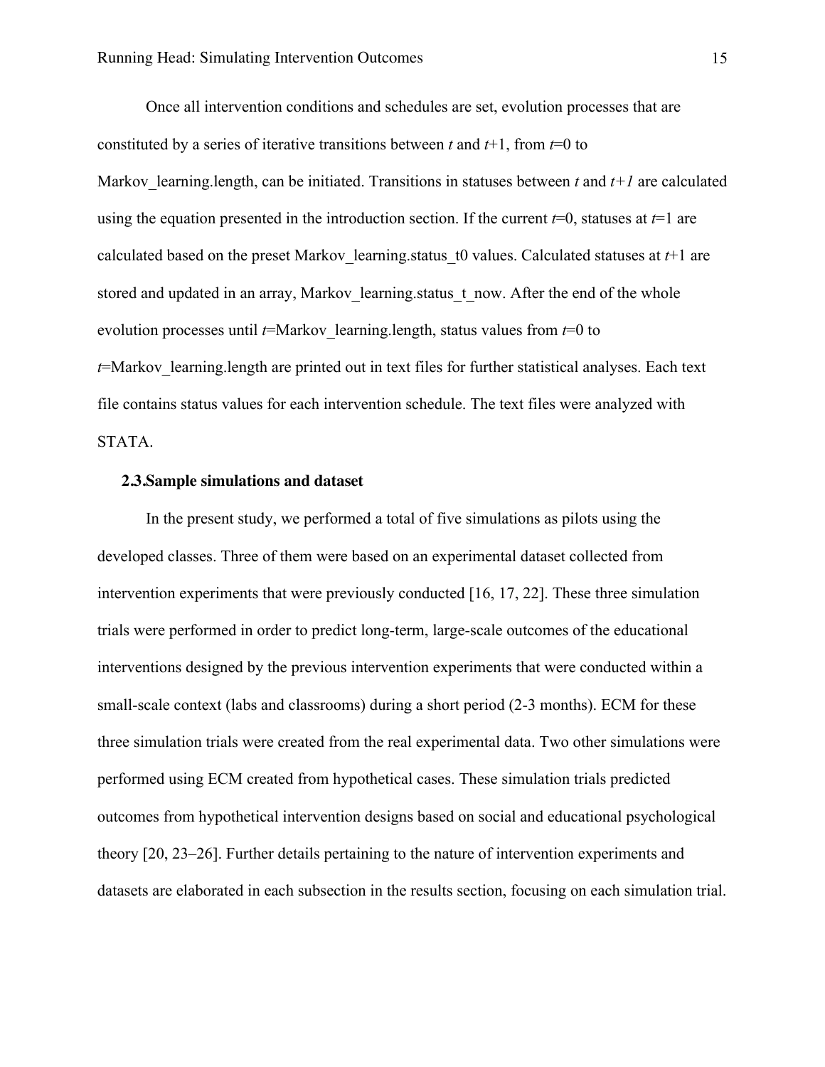Once all intervention conditions and schedules are set, evolution processes that are constituted by a series of iterative transitions between $t$ and $t$+1, from $t$=0 to Markov_learning.length, can be initiated. Transitions in statuses between $t$ and $t+1$ are calculated using the equation presented in the introduction section. If the current $t$=0, statuses at $t$=1 are calculated based on the preset Markov_learning.status_t0 values. Calculated statuses at $t$+1 are stored and updated in an array, Markov_learning.status_t_now. After the end of the whole evolution processes until $t$=Markov_learning.length, status values from $t$=0 to $t$=Markov_learning.length are printed out in text files for further statistical analyses. Each text file contains status values for each intervention schedule. The text files were analyzed with STATA.

### 2.3. Sample simulations and dataset

In the present study, we performed a total of five simulations as pilots using the developed classes. Three of them were based on an experimental dataset collected from intervention experiments that were previously conducted [16, 17, 22]. These three simulation trials were performed in order to predict long-term, large-scale outcomes of the educational interventions designed by the previous intervention experiments that were conducted within a small-scale context (labs and classrooms) during a short period (2-3 months). ECM for these three simulation trials were created from the real experimental data. Two other simulations were performed using ECM created from hypothetical cases. These simulation trials predicted outcomes from hypothetical intervention designs based on social and educational psychological theory [20, 23–26]. Further details pertaining to the nature of intervention experiments and datasets are elaborated in each subsection in the results section, focusing on each simulation trial.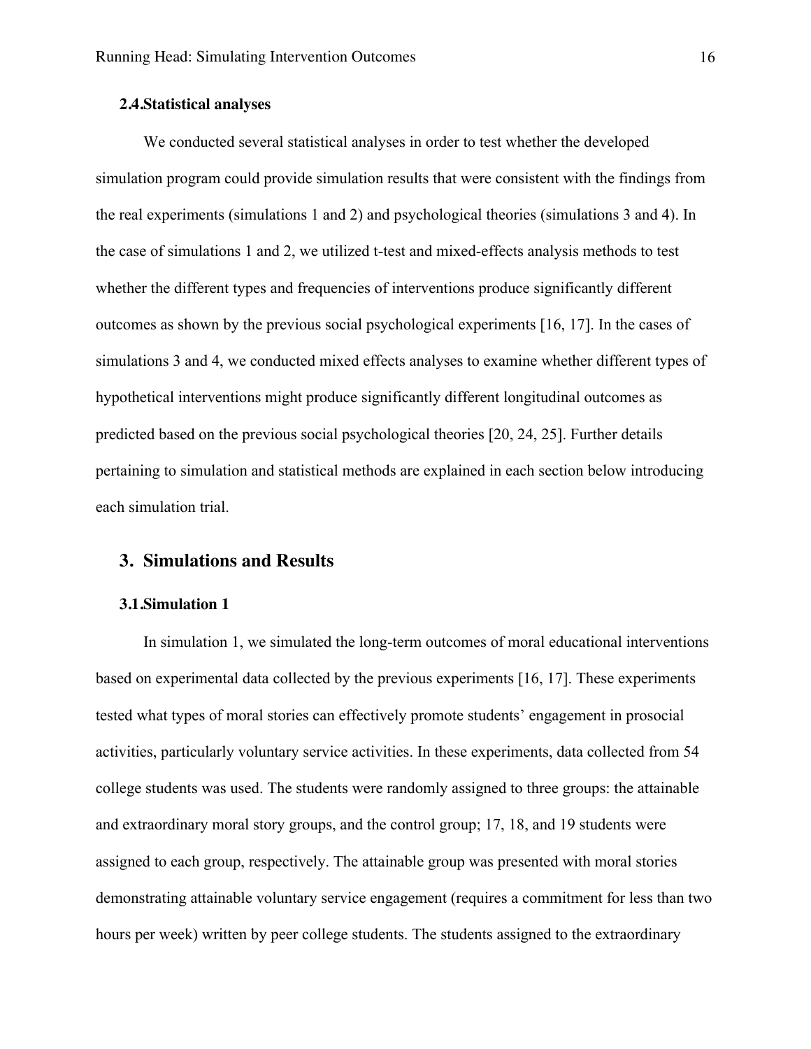### 2.4. Statistical analyses

We conducted several statistical analyses in order to test whether the developed simulation program could provide simulation results that were consistent with the findings from the real experiments (simulations 1 and 2) and psychological theories (simulations 3 and 4). In the case of simulations 1 and 2, we utilized t-test and mixed-effects analysis methods to test whether the different types and frequencies of interventions produce significantly different outcomes as shown by the previous social psychological experiments [16, 17]. In the cases of simulations 3 and 4, we conducted mixed effects analyses to examine whether different types of hypothetical interventions might produce significantly different longitudinal outcomes as predicted based on the previous social psychological theories [20, 24, 25]. Further details pertaining to simulation and statistical methods are explained in each section below introducing each simulation trial.

## 3. Simulations and Results

### 3.1. Simulation 1

In simulation 1, we simulated the long-term outcomes of moral educational interventions based on experimental data collected by the previous experiments [16, 17]. These experiments tested what types of moral stories can effectively promote students' engagement in prosocial activities, particularly voluntary service activities. In these experiments, data collected from 54 college students was used. The students were randomly assigned to three groups: the attainable and extraordinary moral story groups, and the control group; 17, 18, and 19 students were assigned to each group, respectively. The attainable group was presented with moral stories demonstrating attainable voluntary service engagement (requires a commitment for less than two hours per week) written by peer college students. The students assigned to the extraordinary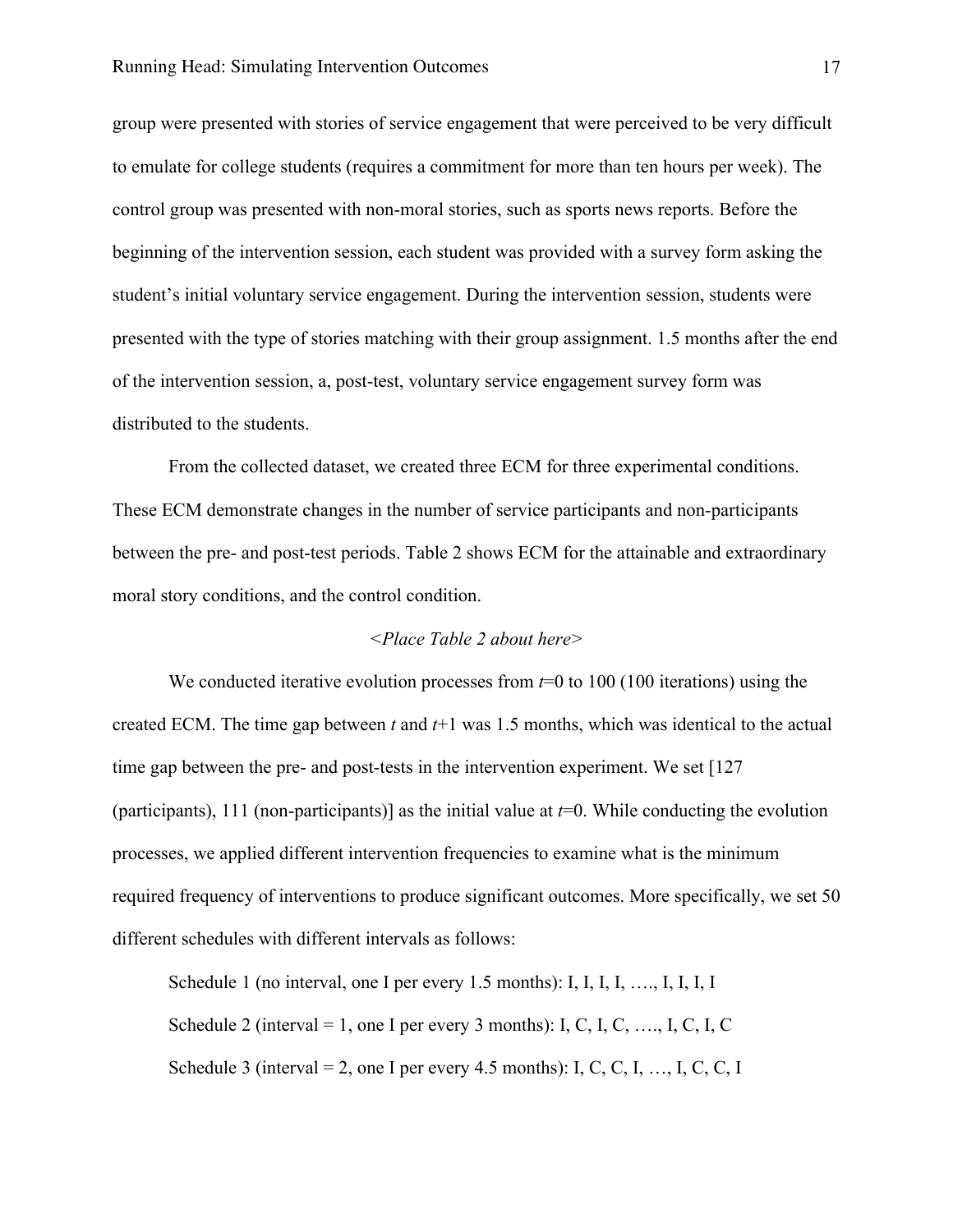group were presented with stories of service engagement that were perceived to be very difficult to emulate for college students (requires a commitment for more than ten hours per week). The control group was presented with non-moral stories, such as sports news reports. Before the beginning of the intervention session, each student was provided with a survey form asking the student's initial voluntary service engagement. During the intervention session, students were presented with the type of stories matching with their group assignment. 1.5 months after the end of the intervention session, a, post-test, voluntary service engagement survey form was distributed to the students.

From the collected dataset, we created three ECM for three experimental conditions. These ECM demonstrate changes in the number of service participants and non-participants between the pre- and post-test periods. Table 2 shows ECM for the attainable and extraordinary moral story conditions, and the control condition.

*<Place Table 2 about here>*

We conducted iterative evolution processes from $t$=0 to 100 (100 iterations) using the created ECM. The time gap between $t$ and $t$+1 was 1.5 months, which was identical to the actual time gap between the pre- and post-tests in the intervention experiment. We set [127 (participants), 111 (non-participants)] as the initial value at $t$=0. While conducting the evolution processes, we applied different intervention frequencies to examine what is the minimum required frequency of interventions to produce significant outcomes. More specifically, we set 50 different schedules with different intervals as follows:

Schedule 1 (no interval, one I per every 1.5 months): I, I, I, I, …., I, I, I, I

Schedule 2 (interval = 1, one I per every 3 months): I, C, I, C, …., I, C, I, C

Schedule 3 (interval = 2, one I per every 4.5 months): I, C, C, I, …, I, C, C, I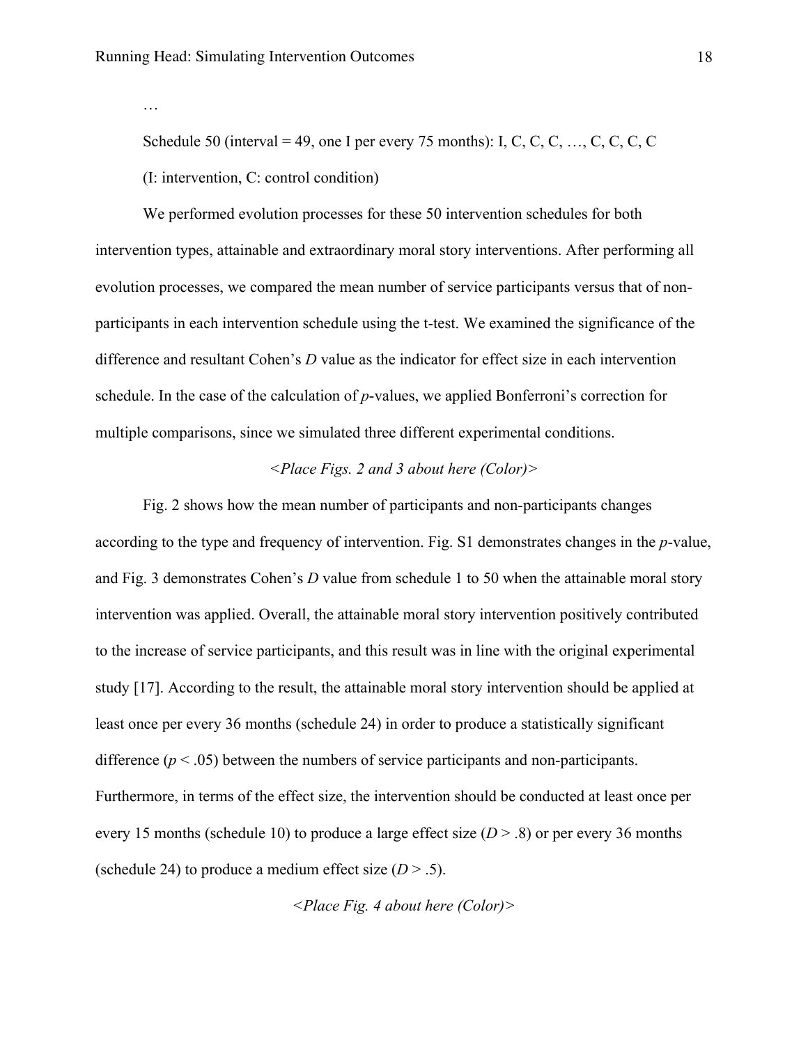…

Schedule 50 (interval = 49, one I per every 75 months): I, C, C, C, …, C, C, C, C

(I: intervention, C: control condition)

We performed evolution processes for these 50 intervention schedules for both intervention types, attainable and extraordinary moral story interventions. After performing all evolution processes, we compared the mean number of service participants versus that of non-participants in each intervention schedule using the t-test. We examined the significance of the difference and resultant Cohen's *D* value as the indicator for effect size in each intervention schedule. In the case of the calculation of *p*-values, we applied Bonferroni's correction for multiple comparisons, since we simulated three different experimental conditions.

*<Place Figs. 2 and 3 about here (Color)>*

Fig. 2 shows how the mean number of participants and non-participants changes according to the type and frequency of intervention. Fig. S1 demonstrates changes in the *p*-value, and Fig. 3 demonstrates Cohen's *D* value from schedule 1 to 50 when the attainable moral story intervention was applied. Overall, the attainable moral story intervention positively contributed to the increase of service participants, and this result was in line with the original experimental study [17]. According to the result, the attainable moral story intervention should be applied at least once per every 36 months (schedule 24) in order to produce a statistically significant difference ($p < .05$) between the numbers of service participants and non-participants. Furthermore, in terms of the effect size, the intervention should be conducted at least once per every 15 months (schedule 10) to produce a large effect size ($D > .8$) or per every 36 months (schedule 24) to produce a medium effect size ($D > .5$).

*<Place Fig. 4 about here (Color)>*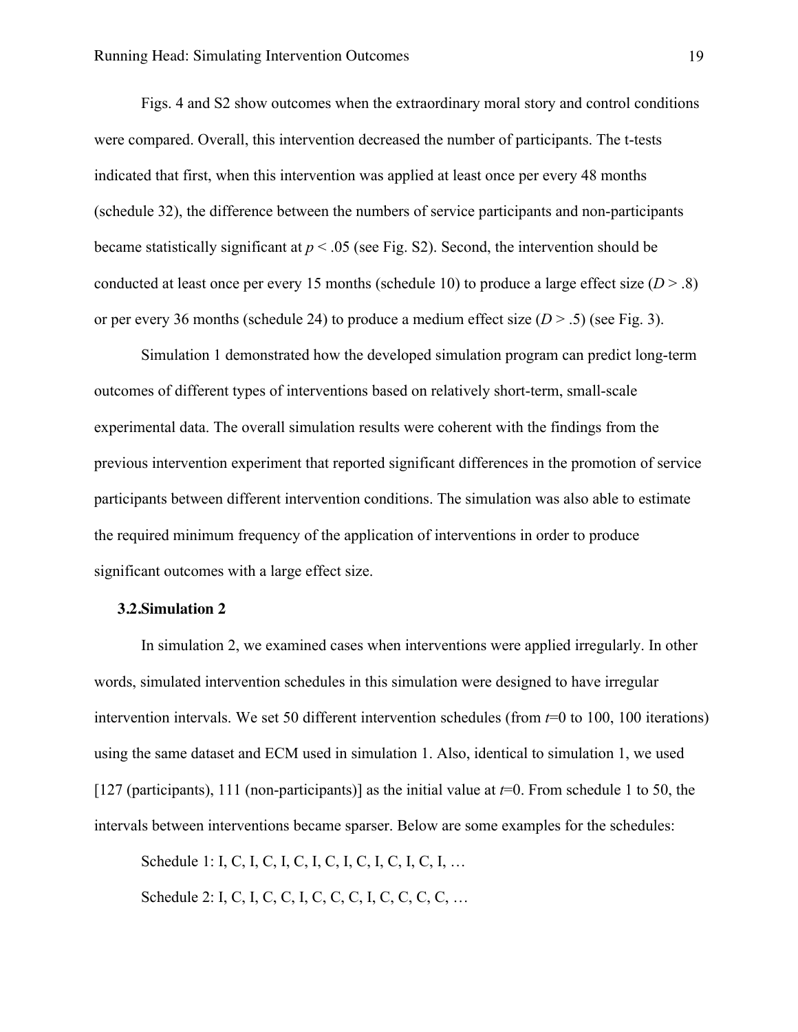Figs. 4 and S2 show outcomes when the extraordinary moral story and control conditions were compared. Overall, this intervention decreased the number of participants. The t-tests indicated that first, when this intervention was applied at least once per every 48 months (schedule 32), the difference between the numbers of service participants and non-participants became statistically significant at $p < .05$ (see Fig. S2). Second, the intervention should be conducted at least once per every 15 months (schedule 10) to produce a large effect size ($D > .8$) or per every 36 months (schedule 24) to produce a medium effect size ($D > .5$) (see Fig. 3).

Simulation 1 demonstrated how the developed simulation program can predict long-term outcomes of different types of interventions based on relatively short-term, small-scale experimental data. The overall simulation results were coherent with the findings from the previous intervention experiment that reported significant differences in the promotion of service participants between different intervention conditions. The simulation was also able to estimate the required minimum frequency of the application of interventions in order to produce significant outcomes with a large effect size.

### 3.2. Simulation 2

In simulation 2, we examined cases when interventions were applied irregularly. In other words, simulated intervention schedules in this simulation were designed to have irregular intervention intervals. We set 50 different intervention schedules (from $t$=0 to 100, 100 iterations) using the same dataset and ECM used in simulation 1. Also, identical to simulation 1, we used [127 (participants), 111 (non-participants)] as the initial value at $t$=0. From schedule 1 to 50, the intervals between interventions became sparser. Below are some examples for the schedules:

Schedule 1: I, C, I, C, I, C, I, C, I, C, I, C, I, C, I, …

Schedule 2: I, C, I, C, C, I, C, C, C, I, C, C, C, C, …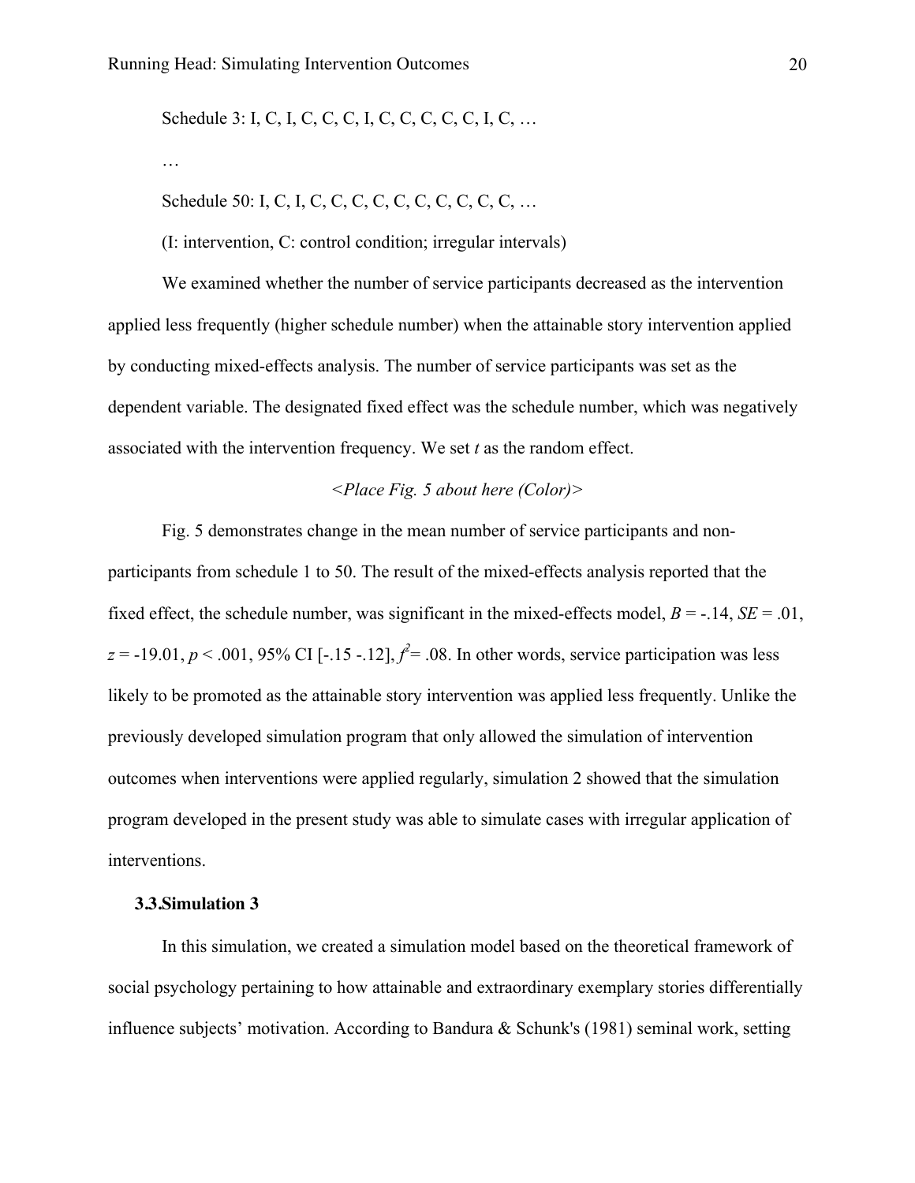Schedule 3: I, C, I, C, C, C, I, C, C, C, C, C, I, C, …

…

Schedule 50: I, C, I, C, C, C, C, C, C, C, C, C, C, …

(I: intervention, C: control condition; irregular intervals)

We examined whether the number of service participants decreased as the intervention applied less frequently (higher schedule number) when the attainable story intervention applied by conducting mixed-effects analysis. The number of service participants was set as the dependent variable. The designated fixed effect was the schedule number, which was negatively associated with the intervention frequency. We set *t* as the random effect.

*<Place Fig. 5 about here (Color)>*

Fig. 5 demonstrates change in the mean number of service participants and non-participants from schedule 1 to 50. The result of the mixed-effects analysis reported that the fixed effect, the schedule number, was significant in the mixed-effects model, $B = -.14$, $SE = .01$, $z = -19.01$, $p < .001$, 95% CI [-.15 -.12], $f^2 = .08$. In other words, service participation was less likely to be promoted as the attainable story intervention was applied less frequently. Unlike the previously developed simulation program that only allowed the simulation of intervention outcomes when interventions were applied regularly, simulation 2 showed that the simulation program developed in the present study was able to simulate cases with irregular application of interventions.

### 3.3. Simulation 3

In this simulation, we created a simulation model based on the theoretical framework of social psychology pertaining to how attainable and extraordinary exemplary stories differentially influence subjects' motivation. According to Bandura & Schunk's (1981) seminal work, setting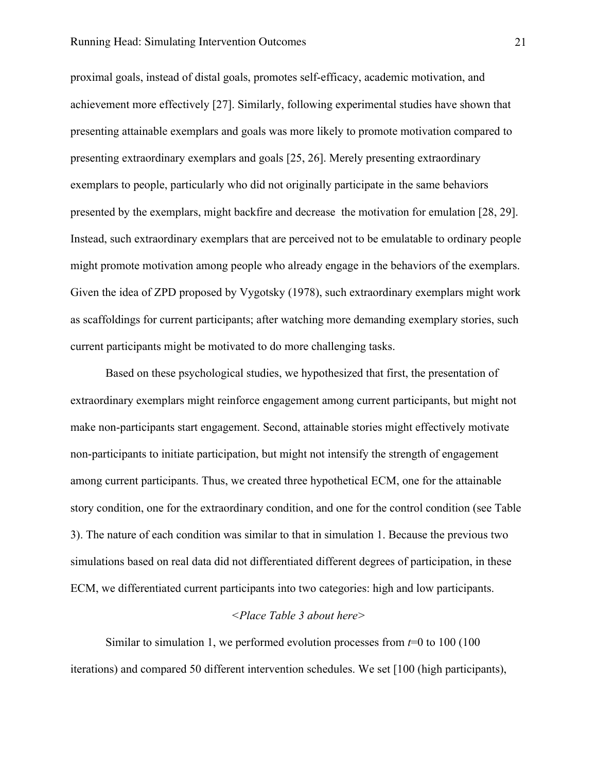proximal goals, instead of distal goals, promotes self-efficacy, academic motivation, and achievement more effectively [27]. Similarly, following experimental studies have shown that presenting attainable exemplars and goals was more likely to promote motivation compared to presenting extraordinary exemplars and goals [25, 26]. Merely presenting extraordinary exemplars to people, particularly who did not originally participate in the same behaviors presented by the exemplars, might backfire and decrease the motivation for emulation [28, 29]. Instead, such extraordinary exemplars that are perceived not to be emulatable to ordinary people might promote motivation among people who already engage in the behaviors of the exemplars. Given the idea of ZPD proposed by Vygotsky (1978), such extraordinary exemplars might work as scaffoldings for current participants; after watching more demanding exemplary stories, such current participants might be motivated to do more challenging tasks.

Based on these psychological studies, we hypothesized that first, the presentation of extraordinary exemplars might reinforce engagement among current participants, but might not make non-participants start engagement. Second, attainable stories might effectively motivate non-participants to initiate participation, but might not intensify the strength of engagement among current participants. Thus, we created three hypothetical ECM, one for the attainable story condition, one for the extraordinary condition, and one for the control condition (see Table 3). The nature of each condition was similar to that in simulation 1. Because the previous two simulations based on real data did not differentiated different degrees of participation, in these ECM, we differentiated current participants into two categories: high and low participants.

*<Place Table 3 about here>*

Similar to simulation 1, we performed evolution processes from $t$=0 to 100 (100 iterations) and compared 50 different intervention schedules. We set [100 (high participants),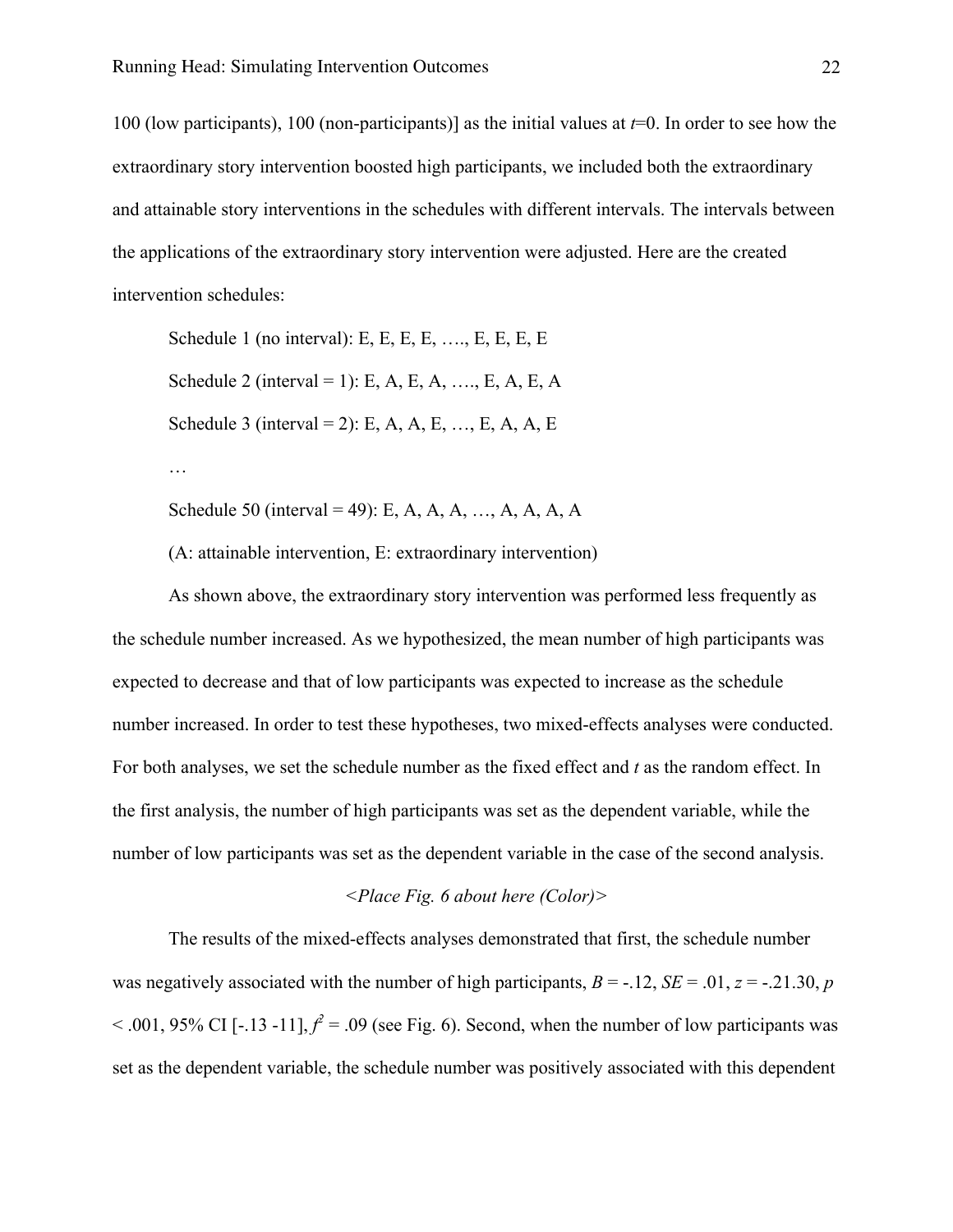100 (low participants), 100 (non-participants)] as the initial values at $t$=0. In order to see how the extraordinary story intervention boosted high participants, we included both the extraordinary and attainable story interventions in the schedules with different intervals. The intervals between the applications of the extraordinary story intervention were adjusted. Here are the created intervention schedules:

Schedule 1 (no interval): E, E, E, E, …., E, E, E, E

Schedule 2 (interval = 1): E, A, E, A, …., E, A, E, A

Schedule 3 (interval = 2): E, A, A, E, …, E, A, A, E

…

Schedule 50 (interval = 49): E, A, A, A, …, A, A, A, A

(A: attainable intervention, E: extraordinary intervention)

As shown above, the extraordinary story intervention was performed less frequently as the schedule number increased. As we hypothesized, the mean number of high participants was expected to decrease and that of low participants was expected to increase as the schedule number increased. In order to test these hypotheses, two mixed-effects analyses were conducted. For both analyses, we set the schedule number as the fixed effect and $t$ as the random effect. In the first analysis, the number of high participants was set as the dependent variable, while the number of low participants was set as the dependent variable in the case of the second analysis.

*<Place Fig. 6 about here (Color)>*

The results of the mixed-effects analyses demonstrated that first, the schedule number was negatively associated with the number of high participants, $B$ = -.12, $SE$ = .01, $z$ = -.21.30, $p$ < .001, 95% CI [-.13 -11], $f^2$ = .09 (see Fig. 6). Second, when the number of low participants was set as the dependent variable, the schedule number was positively associated with this dependent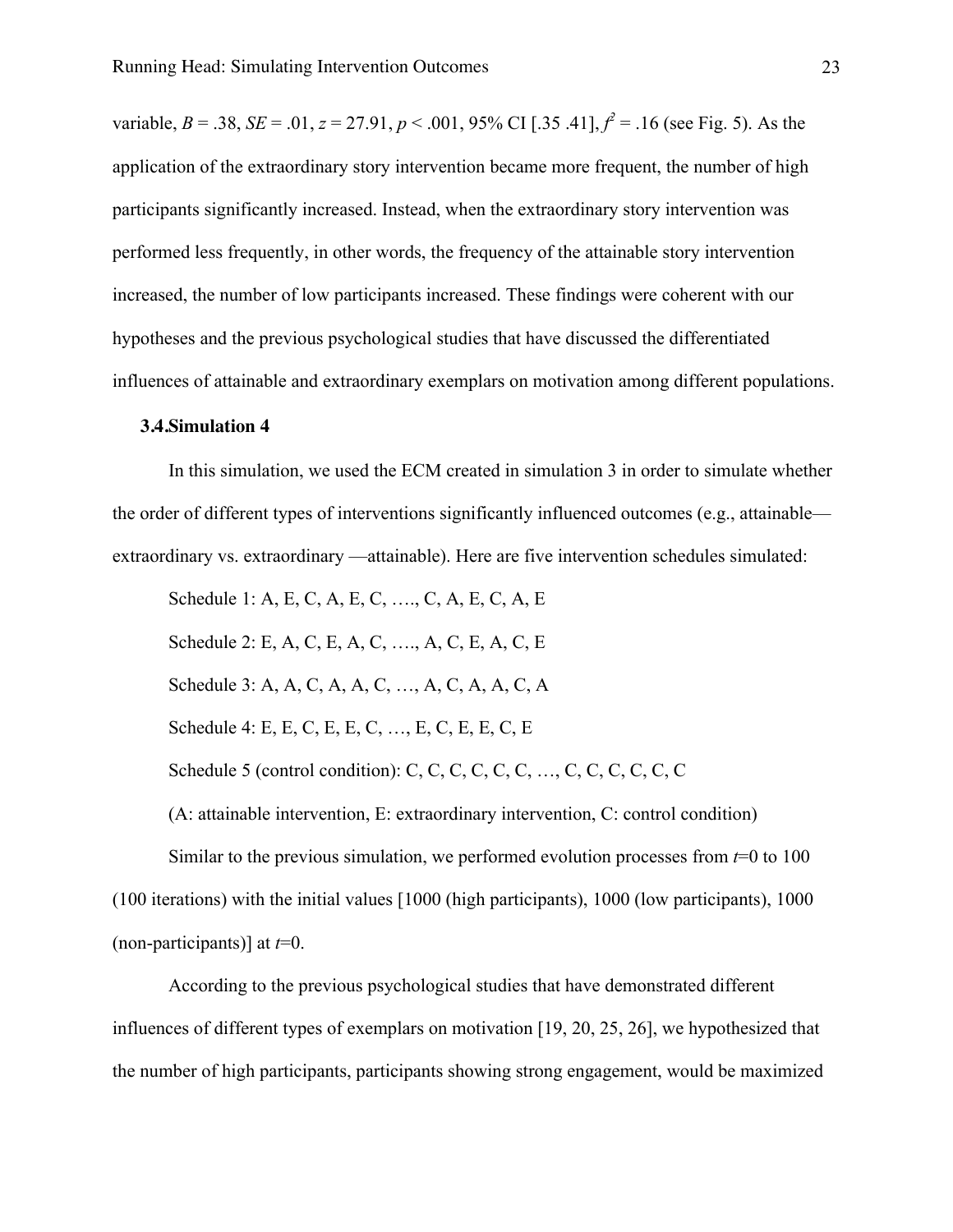variable, $B = .38$, $SE = .01$, $z = 27.91$, $p < .001$, 95% CI [.35 .41], $f^2 = .16$ (see Fig. 5). As the application of the extraordinary story intervention became more frequent, the number of high participants significantly increased. Instead, when the extraordinary story intervention was performed less frequently, in other words, the frequency of the attainable story intervention increased, the number of low participants increased. These findings were coherent with our hypotheses and the previous psychological studies that have discussed the differentiated influences of attainable and extraordinary exemplars on motivation among different populations.

### 3.4.Simulation 4

In this simulation, we used the ECM created in simulation 3 in order to simulate whether the order of different types of interventions significantly influenced outcomes (e.g., attainable—extraordinary vs. extraordinary —attainable). Here are five intervention schedules simulated:

Schedule 1: A, E, C, A, E, C, …., C, A, E, C, A, E

Schedule 2: E, A, C, E, A, C, …., A, C, E, A, C, E

Schedule 3: A, A, C, A, A, C, …, A, C, A, A, C, A

Schedule 4: E, E, C, E, E, C, …, E, C, E, E, C, E

Schedule 5 (control condition): C, C, C, C, C, C, …, C, C, C, C, C, C

(A: attainable intervention, E: extraordinary intervention, C: control condition)

Similar to the previous simulation, we performed evolution processes from $t$=0 to 100 (100 iterations) with the initial values [1000 (high participants), 1000 (low participants), 1000 (non-participants)] at $t$=0.

According to the previous psychological studies that have demonstrated different influences of different types of exemplars on motivation [19, 20, 25, 26], we hypothesized that the number of high participants, participants showing strong engagement, would be maximized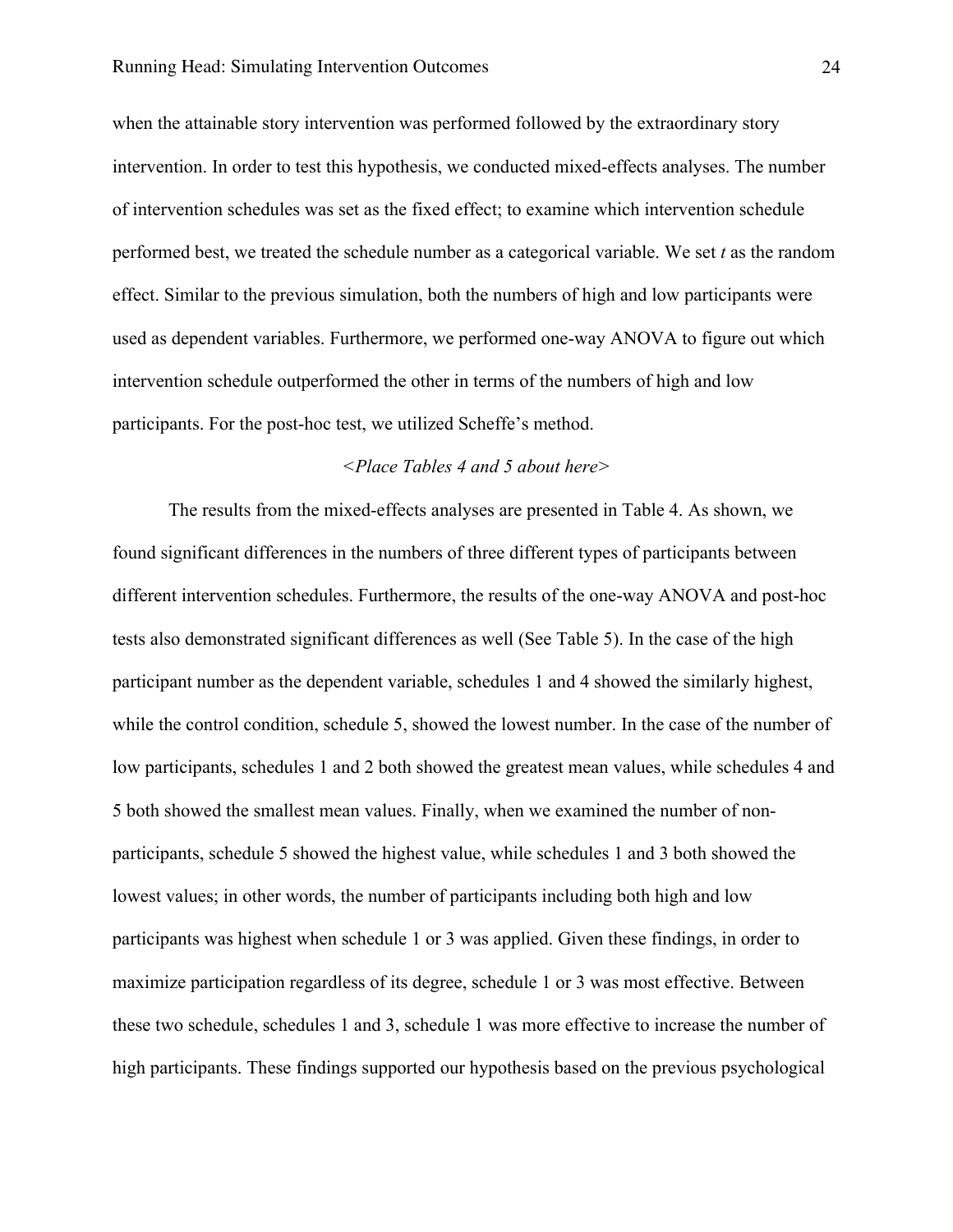when the attainable story intervention was performed followed by the extraordinary story intervention. In order to test this hypothesis, we conducted mixed-effects analyses. The number of intervention schedules was set as the fixed effect; to examine which intervention schedule performed best, we treated the schedule number as a categorical variable. We set *t* as the random effect. Similar to the previous simulation, both the numbers of high and low participants were used as dependent variables. Furthermore, we performed one-way ANOVA to figure out which intervention schedule outperformed the other in terms of the numbers of high and low participants. For the post-hoc test, we utilized Scheffe's method.

*<Place Tables 4 and 5 about here>*

The results from the mixed-effects analyses are presented in Table 4. As shown, we found significant differences in the numbers of three different types of participants between different intervention schedules. Furthermore, the results of the one-way ANOVA and post-hoc tests also demonstrated significant differences as well (See Table 5). In the case of the high participant number as the dependent variable, schedules 1 and 4 showed the similarly highest, while the control condition, schedule 5, showed the lowest number. In the case of the number of low participants, schedules 1 and 2 both showed the greatest mean values, while schedules 4 and 5 both showed the smallest mean values. Finally, when we examined the number of non-participants, schedule 5 showed the highest value, while schedules 1 and 3 both showed the lowest values; in other words, the number of participants including both high and low participants was highest when schedule 1 or 3 was applied. Given these findings, in order to maximize participation regardless of its degree, schedule 1 or 3 was most effective. Between these two schedule, schedules 1 and 3, schedule 1 was more effective to increase the number of high participants. These findings supported our hypothesis based on the previous psychological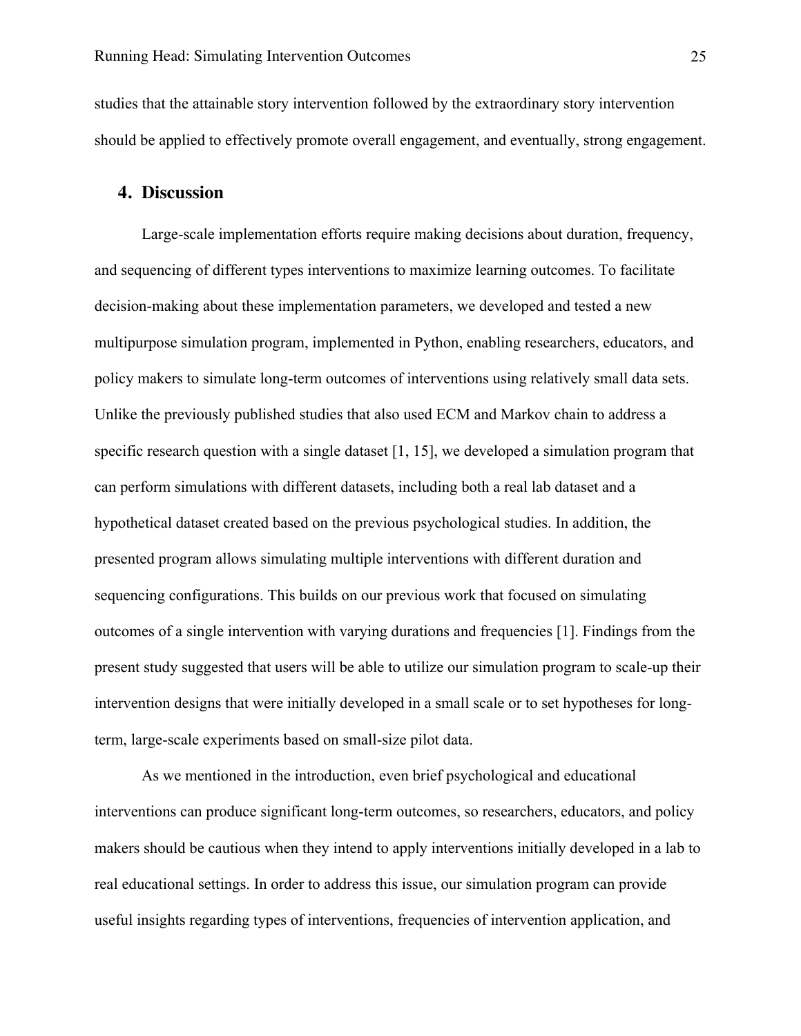studies that the attainable story intervention followed by the extraordinary story intervention should be applied to effectively promote overall engagement, and eventually, strong engagement.

## 4. Discussion

Large-scale implementation efforts require making decisions about duration, frequency, and sequencing of different types interventions to maximize learning outcomes. To facilitate decision-making about these implementation parameters, we developed and tested a new multipurpose simulation program, implemented in Python, enabling researchers, educators, and policy makers to simulate long-term outcomes of interventions using relatively small data sets. Unlike the previously published studies that also used ECM and Markov chain to address a specific research question with a single dataset [1, 15], we developed a simulation program that can perform simulations with different datasets, including both a real lab dataset and a hypothetical dataset created based on the previous psychological studies. In addition, the presented program allows simulating multiple interventions with different duration and sequencing configurations. This builds on our previous work that focused on simulating outcomes of a single intervention with varying durations and frequencies [1]. Findings from the present study suggested that users will be able to utilize our simulation program to scale-up their intervention designs that were initially developed in a small scale or to set hypotheses for long-term, large-scale experiments based on small-size pilot data.

As we mentioned in the introduction, even brief psychological and educational interventions can produce significant long-term outcomes, so researchers, educators, and policy makers should be cautious when they intend to apply interventions initially developed in a lab to real educational settings. In order to address this issue, our simulation program can provide useful insights regarding types of interventions, frequencies of intervention application, and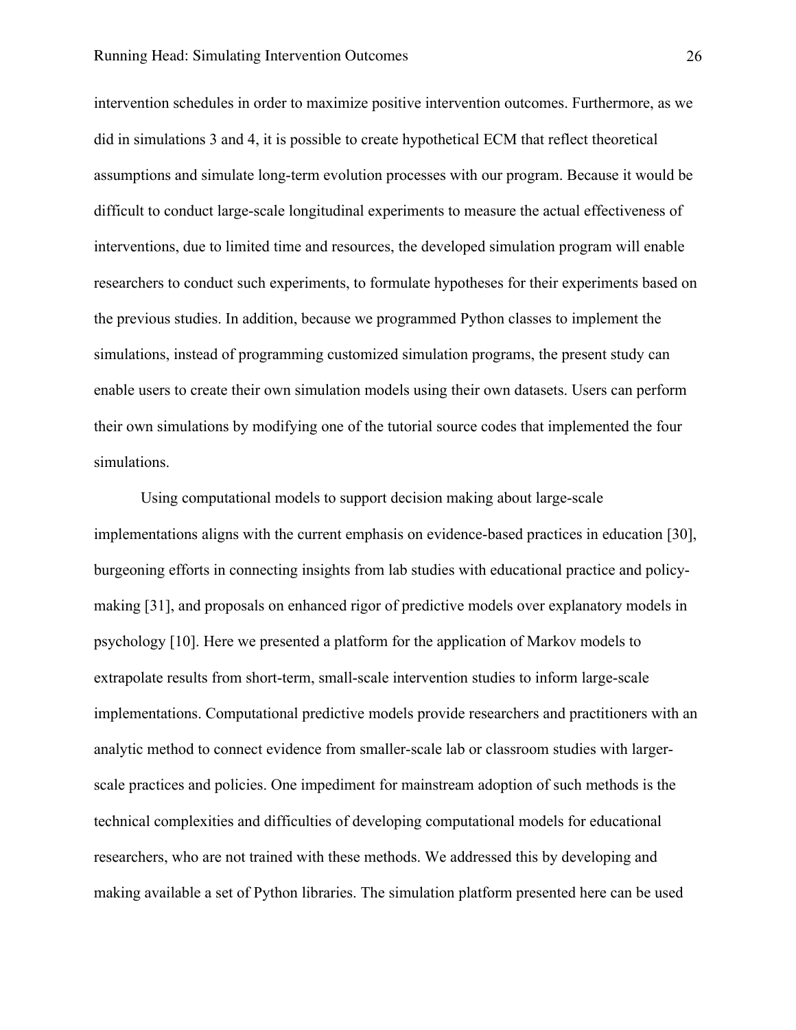intervention schedules in order to maximize positive intervention outcomes. Furthermore, as we did in simulations 3 and 4, it is possible to create hypothetical ECM that reflect theoretical assumptions and simulate long-term evolution processes with our program. Because it would be difficult to conduct large-scale longitudinal experiments to measure the actual effectiveness of interventions, due to limited time and resources, the developed simulation program will enable researchers to conduct such experiments, to formulate hypotheses for their experiments based on the previous studies. In addition, because we programmed Python classes to implement the simulations, instead of programming customized simulation programs, the present study can enable users to create their own simulation models using their own datasets. Users can perform their own simulations by modifying one of the tutorial source codes that implemented the four simulations.

Using computational models to support decision making about large-scale implementations aligns with the current emphasis on evidence-based practices in education [30], burgeoning efforts in connecting insights from lab studies with educational practice and policy-making [31], and proposals on enhanced rigor of predictive models over explanatory models in psychology [10]. Here we presented a platform for the application of Markov models to extrapolate results from short-term, small-scale intervention studies to inform large-scale implementations. Computational predictive models provide researchers and practitioners with an analytic method to connect evidence from smaller-scale lab or classroom studies with larger-scale practices and policies. One impediment for mainstream adoption of such methods is the technical complexities and difficulties of developing computational models for educational researchers, who are not trained with these methods. We addressed this by developing and making available a set of Python libraries. The simulation platform presented here can be used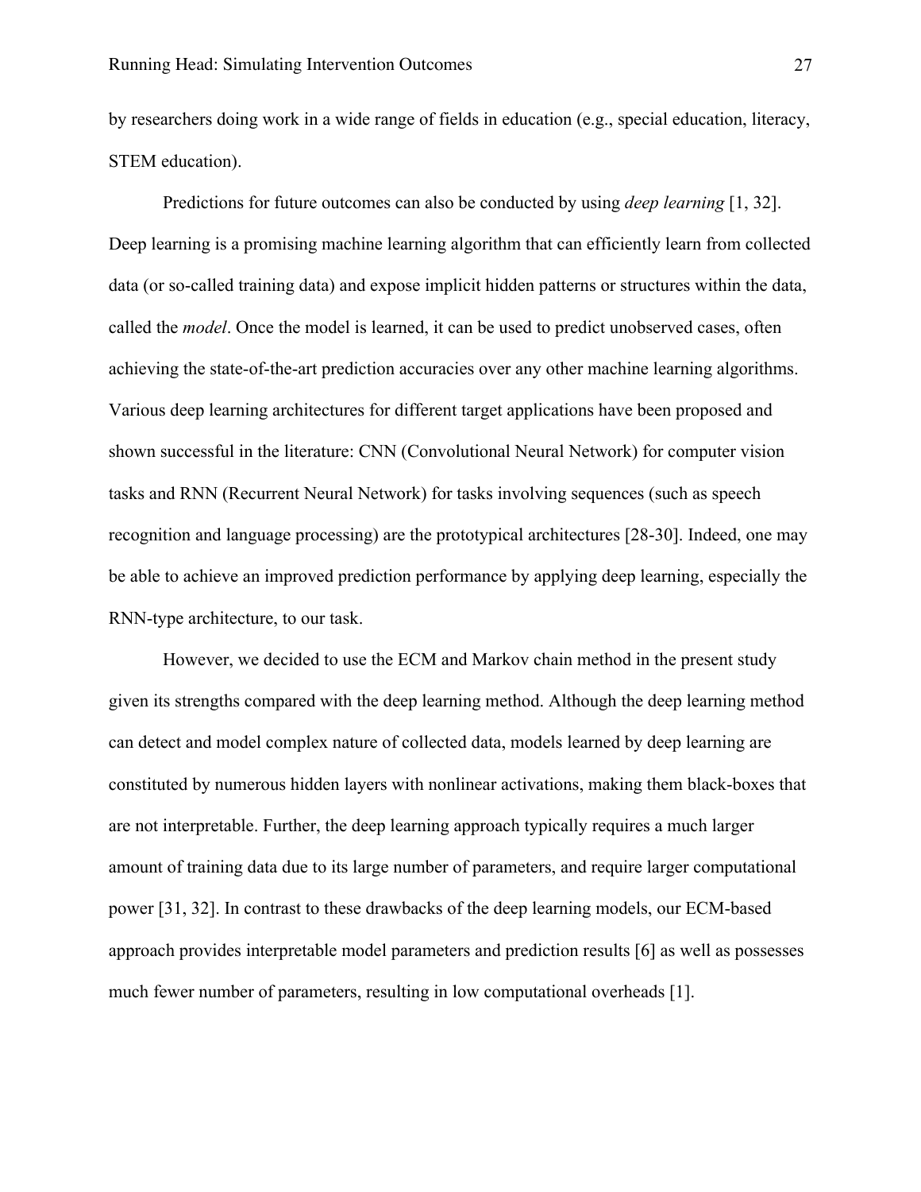by researchers doing work in a wide range of fields in education (e.g., special education, literacy, STEM education).

Predictions for future outcomes can also be conducted by using *deep learning* [1, 32]. Deep learning is a promising machine learning algorithm that can efficiently learn from collected data (or so-called training data) and expose implicit hidden patterns or structures within the data, called the *model*. Once the model is learned, it can be used to predict unobserved cases, often achieving the state-of-the-art prediction accuracies over any other machine learning algorithms. Various deep learning architectures for different target applications have been proposed and shown successful in the literature: CNN (Convolutional Neural Network) for computer vision tasks and RNN (Recurrent Neural Network) for tasks involving sequences (such as speech recognition and language processing) are the prototypical architectures [28-30]. Indeed, one may be able to achieve an improved prediction performance by applying deep learning, especially the RNN-type architecture, to our task.

However, we decided to use the ECM and Markov chain method in the present study given its strengths compared with the deep learning method. Although the deep learning method can detect and model complex nature of collected data, models learned by deep learning are constituted by numerous hidden layers with nonlinear activations, making them black-boxes that are not interpretable. Further, the deep learning approach typically requires a much larger amount of training data due to its large number of parameters, and require larger computational power [31, 32]. In contrast to these drawbacks of the deep learning models, our ECM-based approach provides interpretable model parameters and prediction results [6] as well as possesses much fewer number of parameters, resulting in low computational overheads [1].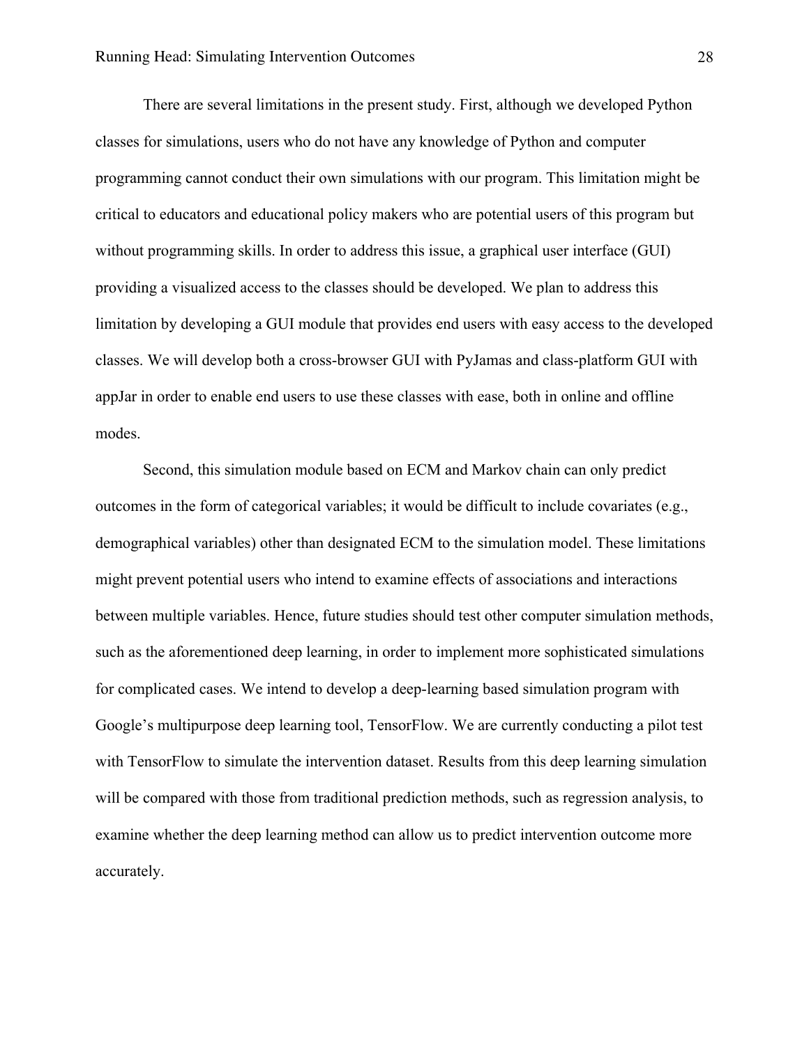There are several limitations in the present study. First, although we developed Python classes for simulations, users who do not have any knowledge of Python and computer programming cannot conduct their own simulations with our program. This limitation might be critical to educators and educational policy makers who are potential users of this program but without programming skills. In order to address this issue, a graphical user interface (GUI) providing a visualized access to the classes should be developed. We plan to address this limitation by developing a GUI module that provides end users with easy access to the developed classes. We will develop both a cross-browser GUI with PyJamas and class-platform GUI with appJar in order to enable end users to use these classes with ease, both in online and offline modes.

Second, this simulation module based on ECM and Markov chain can only predict outcomes in the form of categorical variables; it would be difficult to include covariates (e.g., demographical variables) other than designated ECM to the simulation model. These limitations might prevent potential users who intend to examine effects of associations and interactions between multiple variables. Hence, future studies should test other computer simulation methods, such as the aforementioned deep learning, in order to implement more sophisticated simulations for complicated cases. We intend to develop a deep-learning based simulation program with Google's multipurpose deep learning tool, TensorFlow. We are currently conducting a pilot test with TensorFlow to simulate the intervention dataset. Results from this deep learning simulation will be compared with those from traditional prediction methods, such as regression analysis, to examine whether the deep learning method can allow us to predict intervention outcome more accurately.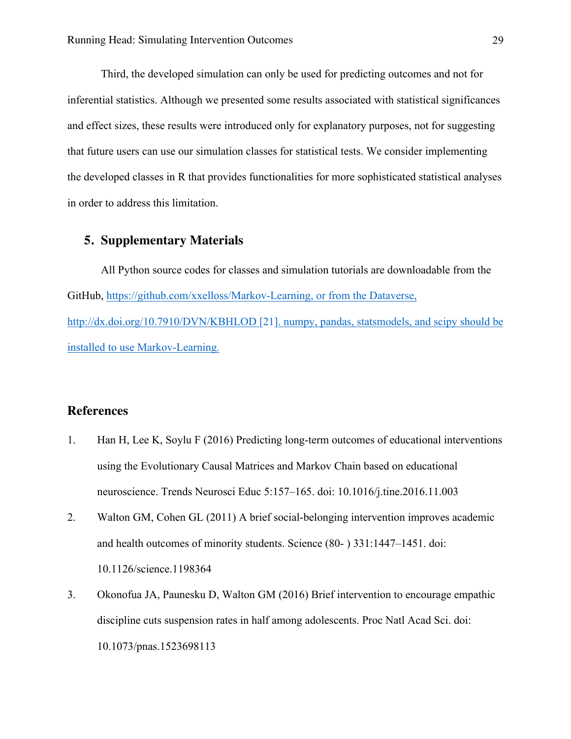Third, the developed simulation can only be used for predicting outcomes and not for inferential statistics. Although we presented some results associated with statistical significances and effect sizes, these results were introduced only for explanatory purposes, not for suggesting that future users can use our simulation classes for statistical tests. We consider implementing the developed classes in R that provides functionalities for more sophisticated statistical analyses in order to address this limitation.

## 5. Supplementary Materials

All Python source codes for classes and simulation tutorials are downloadable from the GitHub, https://github.com/xxelloss/Markov-Learning, or from the Dataverse, http://dx.doi.org/10.7910/DVN/KBHLOD [21]. numpy, pandas, statsmodels, and scipy should be installed to use Markov-Learning.

## References

1. Han H, Lee K, Soylu F (2016) Predicting long-term outcomes of educational interventions using the Evolutionary Causal Matrices and Markov Chain based on educational neuroscience. Trends Neurosci Educ 5:157–165. doi: 10.1016/j.tine.2016.11.003
2. Walton GM, Cohen GL (2011) A brief social-belonging intervention improves academic and health outcomes of minority students. Science (80- ) 331:1447–1451. doi: 10.1126/science.1198364
3. Okonofua JA, Paunesku D, Walton GM (2016) Brief intervention to encourage empathic discipline cuts suspension rates in half among adolescents. Proc Natl Acad Sci. doi: 10.1073/pnas.1523698113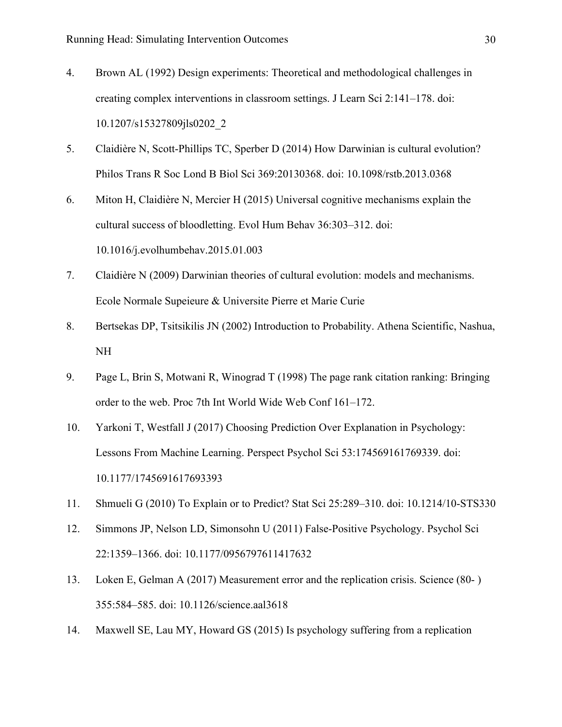4. Brown AL (1992) Design experiments: Theoretical and methodological challenges in creating complex interventions in classroom settings. J Learn Sci 2:141–178. doi: 10.1207/s15327809jls0202_2

5. Claidière N, Scott-Phillips TC, Sperber D (2014) How Darwinian is cultural evolution? Philos Trans R Soc Lond B Biol Sci 369:20130368. doi: 10.1098/rstb.2013.0368

6. Miton H, Claidière N, Mercier H (2015) Universal cognitive mechanisms explain the cultural success of bloodletting. Evol Hum Behav 36:303–312. doi: 10.1016/j.evolhumbehav.2015.01.003

7. Claidière N (2009) Darwinian theories of cultural evolution: models and mechanisms. Ecole Normale Supeieure & Universite Pierre et Marie Curie

8. Bertsekas DP, Tsitsikilis JN (2002) Introduction to Probability. Athena Scientific, Nashua, NH

9. Page L, Brin S, Motwani R, Winograd T (1998) The page rank citation ranking: Bringing order to the web. Proc 7th Int World Wide Web Conf 161–172.

10. Yarkoni T, Westfall J (2017) Choosing Prediction Over Explanation in Psychology: Lessons From Machine Learning. Perspect Psychol Sci 53:174569161769339. doi: 10.1177/1745691617693393

11. Shmueli G (2010) To Explain or to Predict? Stat Sci 25:289–310. doi: 10.1214/10-STS330

12. Simmons JP, Nelson LD, Simonsohn U (2011) False-Positive Psychology. Psychol Sci 22:1359–1366. doi: 10.1177/0956797611417632

13. Loken E, Gelman A (2017) Measurement error and the replication crisis. Science (80- ) 355:584–585. doi: 10.1126/science.aal3618

14. Maxwell SE, Lau MY, Howard GS (2015) Is psychology suffering from a replication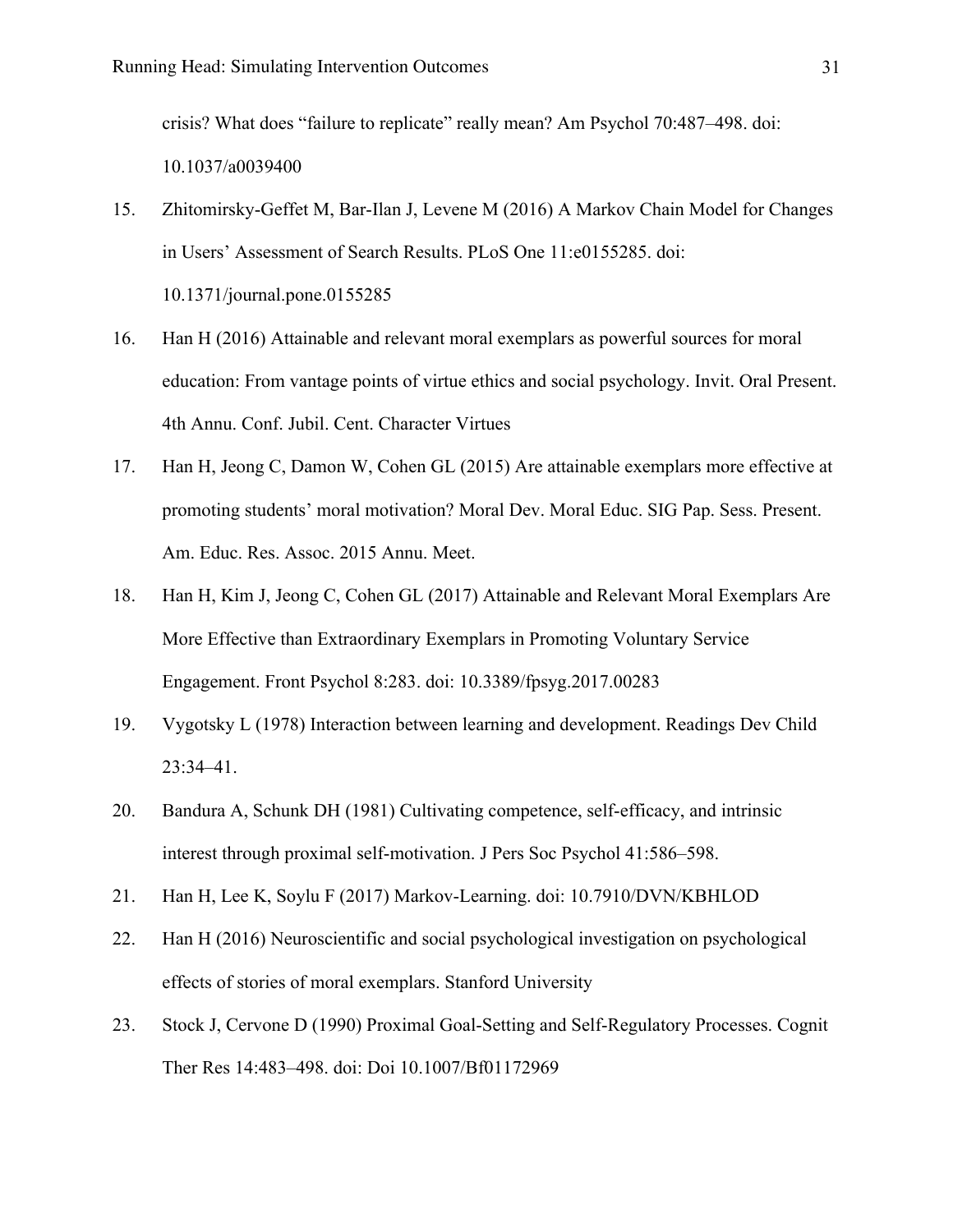crisis? What does "failure to replicate" really mean? Am Psychol 70:487–498. doi: 10.1037/a0039400

15. Zhitomirsky-Geffet M, Bar-Ilan J, Levene M (2016) A Markov Chain Model for Changes in Users' Assessment of Search Results. PLoS One 11:e0155285. doi: 10.1371/journal.pone.0155285
16. Han H (2016) Attainable and relevant moral exemplars as powerful sources for moral education: From vantage points of virtue ethics and social psychology. Invit. Oral Present. 4th Annu. Conf. Jubil. Cent. Character Virtues
17. Han H, Jeong C, Damon W, Cohen GL (2015) Are attainable exemplars more effective at promoting students' moral motivation? Moral Dev. Moral Educ. SIG Pap. Sess. Present. Am. Educ. Res. Assoc. 2015 Annu. Meet.
18. Han H, Kim J, Jeong C, Cohen GL (2017) Attainable and Relevant Moral Exemplars Are More Effective than Extraordinary Exemplars in Promoting Voluntary Service Engagement. Front Psychol 8:283. doi: 10.3389/fpsyg.2017.00283
19. Vygotsky L (1978) Interaction between learning and development. Readings Dev Child 23:34–41.
20. Bandura A, Schunk DH (1981) Cultivating competence, self-efficacy, and intrinsic interest through proximal self-motivation. J Pers Soc Psychol 41:586–598.
21. Han H, Lee K, Soylu F (2017) Markov-Learning. doi: 10.7910/DVN/KBHLOD
22. Han H (2016) Neuroscientific and social psychological investigation on psychological effects of stories of moral exemplars. Stanford University
23. Stock J, Cervone D (1990) Proximal Goal-Setting and Self-Regulatory Processes. Cognit Ther Res 14:483–498. doi: Doi 10.1007/Bf01172969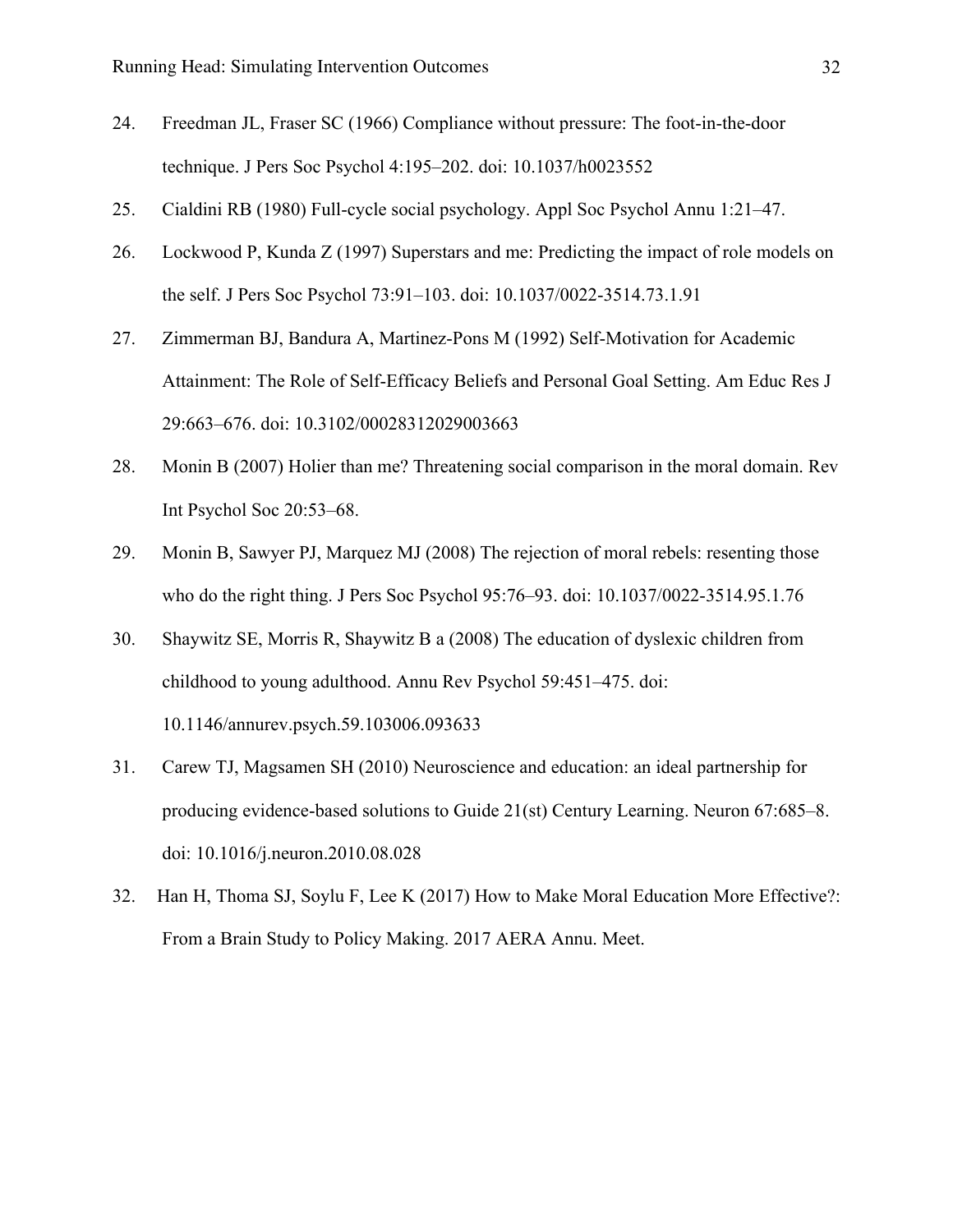24. Freedman JL, Fraser SC (1966) Compliance without pressure: The foot-in-the-door technique. J Pers Soc Psychol 4:195–202. doi: 10.1037/h0023552
25. Cialdini RB (1980) Full-cycle social psychology. Appl Soc Psychol Annu 1:21–47.
26. Lockwood P, Kunda Z (1997) Superstars and me: Predicting the impact of role models on the self. J Pers Soc Psychol 73:91–103. doi: 10.1037/0022-3514.73.1.91
27. Zimmerman BJ, Bandura A, Martinez-Pons M (1992) Self-Motivation for Academic Attainment: The Role of Self-Efficacy Beliefs and Personal Goal Setting. Am Educ Res J 29:663–676. doi: 10.3102/00028312029003663
28. Monin B (2007) Holier than me? Threatening social comparison in the moral domain. Rev Int Psychol Soc 20:53–68.
29. Monin B, Sawyer PJ, Marquez MJ (2008) The rejection of moral rebels: resenting those who do the right thing. J Pers Soc Psychol 95:76–93. doi: 10.1037/0022-3514.95.1.76
30. Shaywitz SE, Morris R, Shaywitz B a (2008) The education of dyslexic children from childhood to young adulthood. Annu Rev Psychol 59:451–475. doi: 10.1146/annurev.psych.59.103006.093633
31. Carew TJ, Magsamen SH (2010) Neuroscience and education: an ideal partnership for producing evidence-based solutions to Guide 21(st) Century Learning. Neuron 67:685–8. doi: 10.1016/j.neuron.2010.08.028
32. Han H, Thoma SJ, Soylu F, Lee K (2017) How to Make Moral Education More Effective?: From a Brain Study to Policy Making. 2017 AERA Annu. Meet.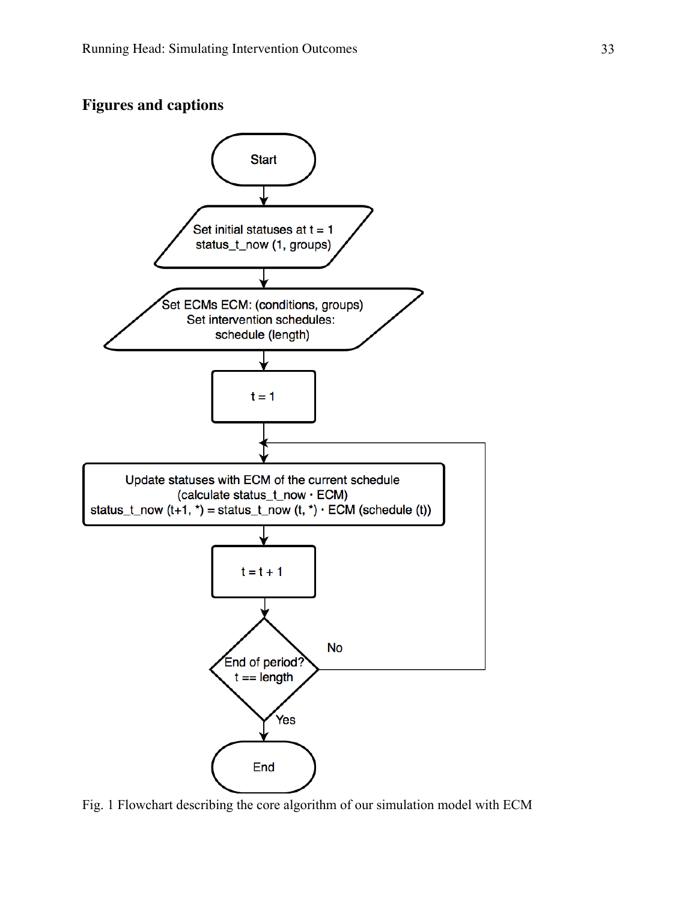## Figures and captions

Fig. 1 Flowchart describing the core algorithm of our simulation model with ECM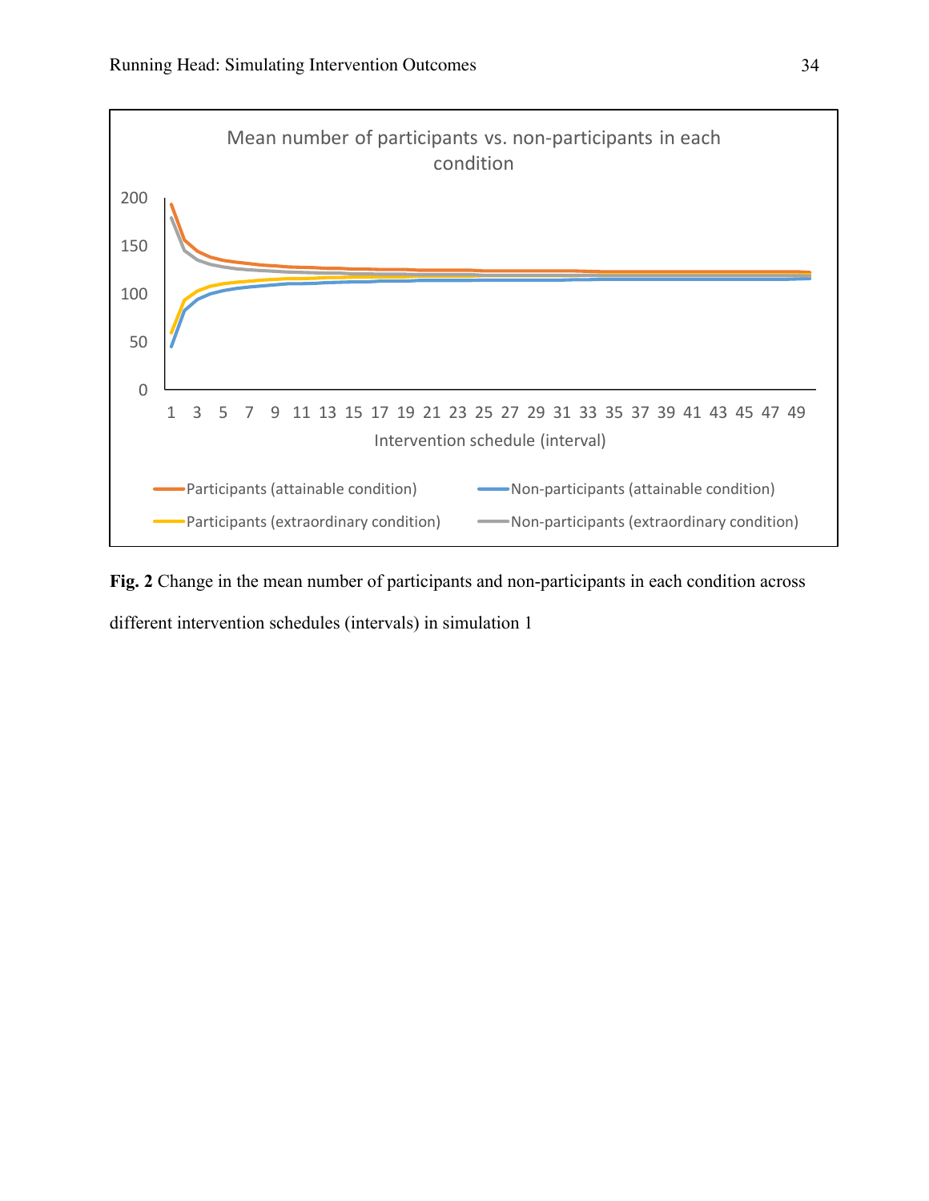**Fig. 2** Change in the mean number of participants and non-participants in each condition across different intervention schedules (intervals) in simulation 1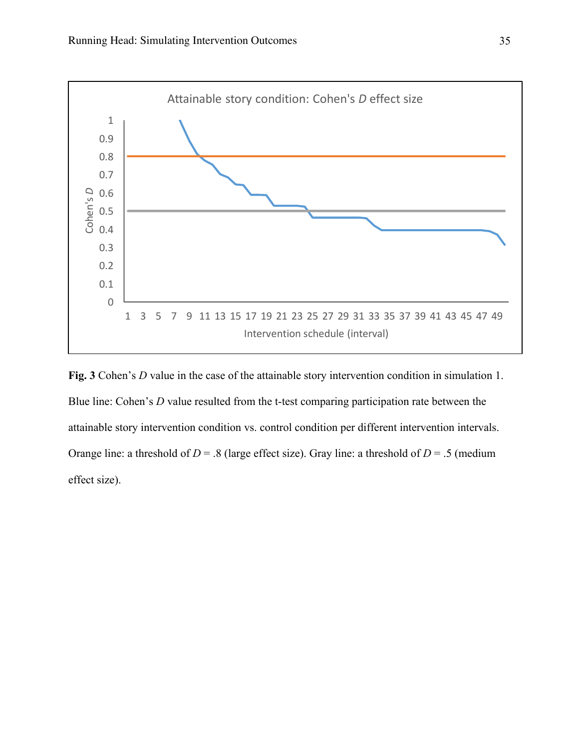**Fig. 3** Cohen's *D* value in the case of the attainable story intervention condition in simulation 1. Blue line: Cohen's *D* value resulted from the t-test comparing participation rate between the attainable story intervention condition vs. control condition per different intervention intervals. Orange line: a threshold of $D = .8$ (large effect size). Gray line: a threshold of $D = .5$ (medium effect size).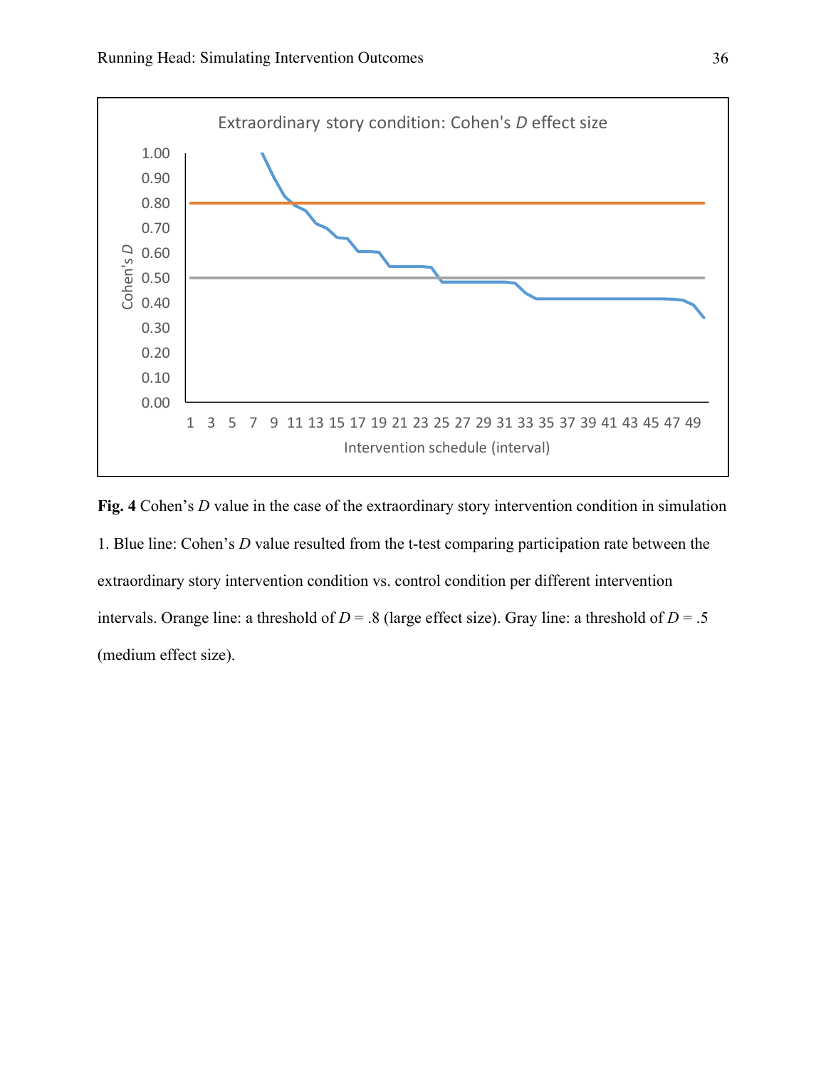**Fig. 4** Cohen's *D* value in the case of the extraordinary story intervention condition in simulation 1. Blue line: Cohen's *D* value resulted from the t-test comparing participation rate between the extraordinary story intervention condition vs. control condition per different intervention intervals. Orange line: a threshold of $D = .8$ (large effect size). Gray line: a threshold of $D = .5$ (medium effect size).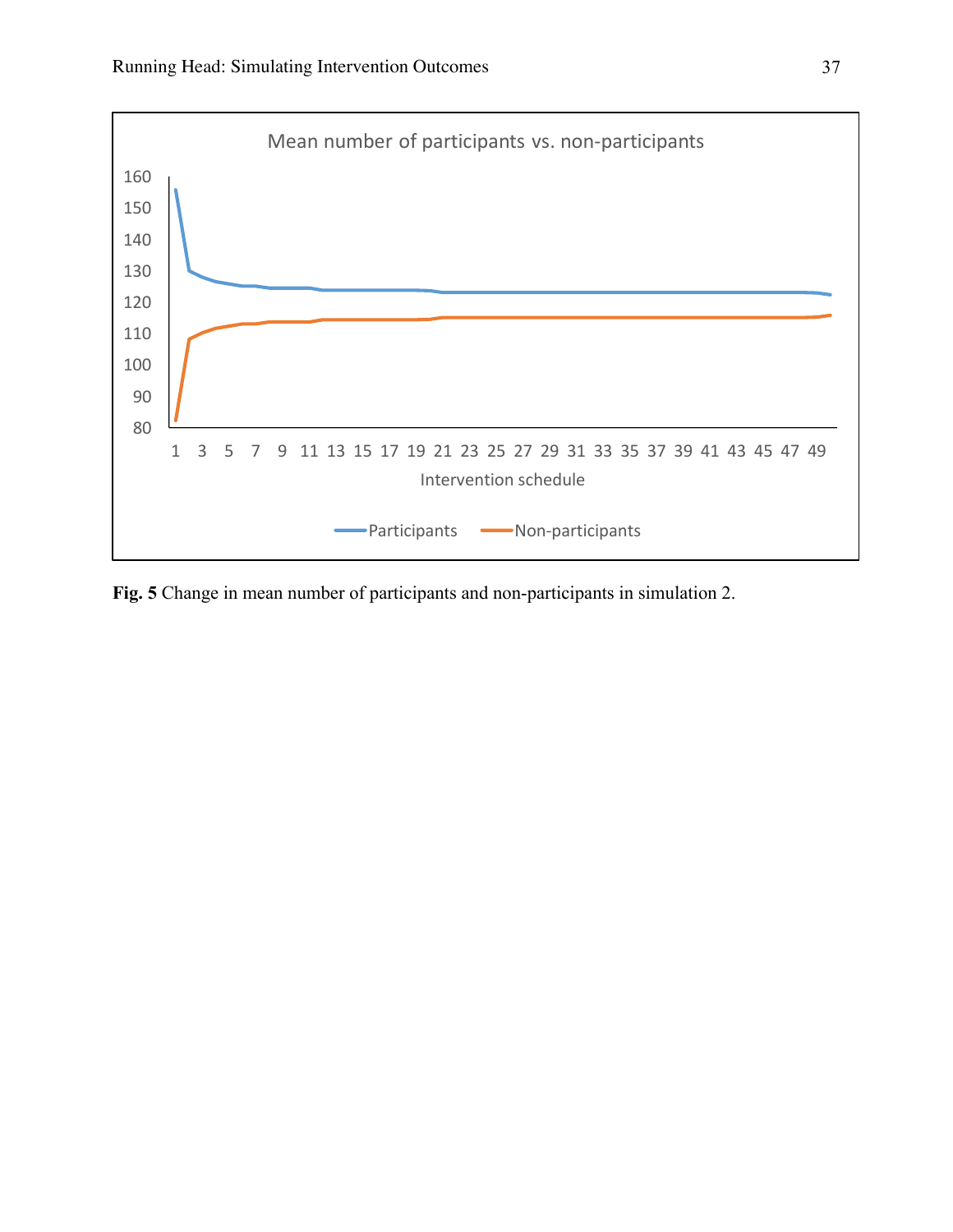**Fig. 5** Change in mean number of participants and non-participants in simulation 2.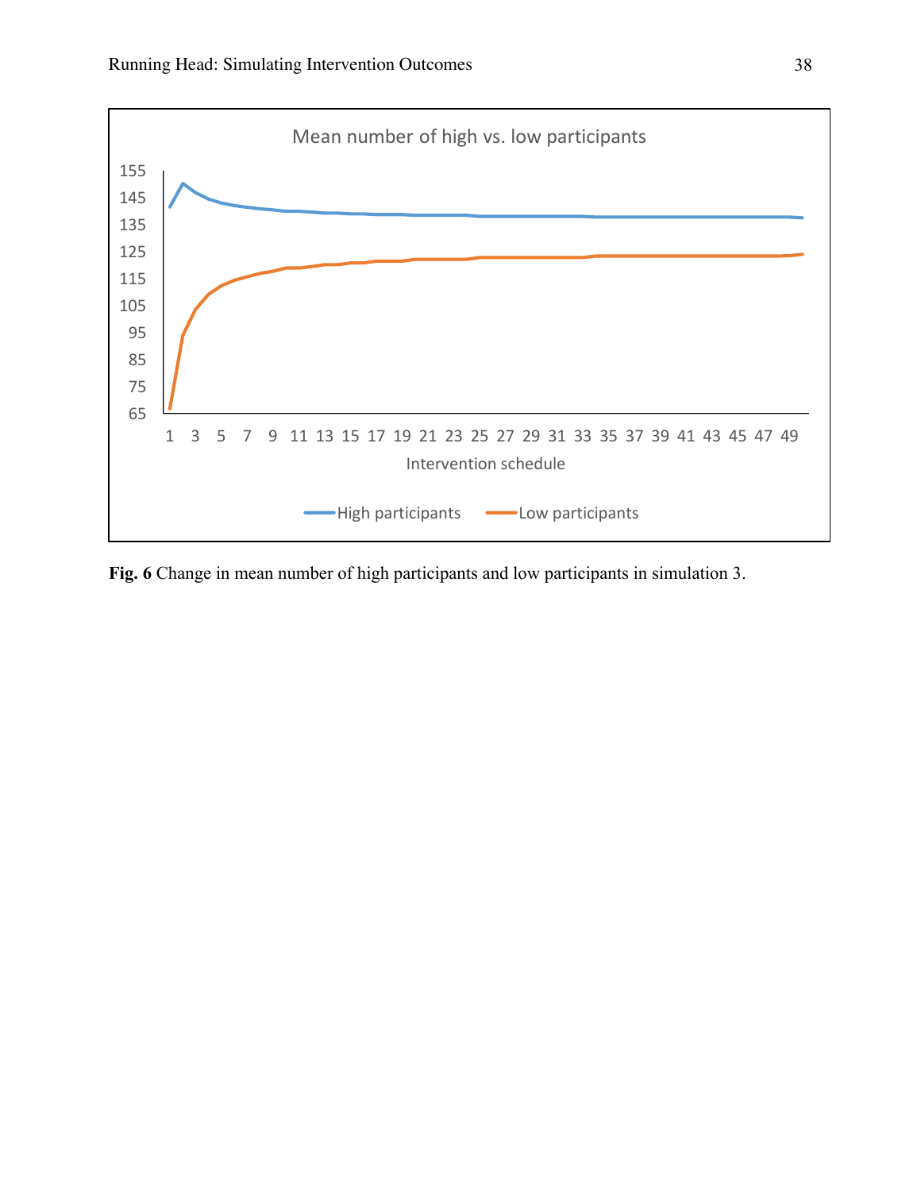**Fig. 6** Change in mean number of high participants and low participants in simulation 3.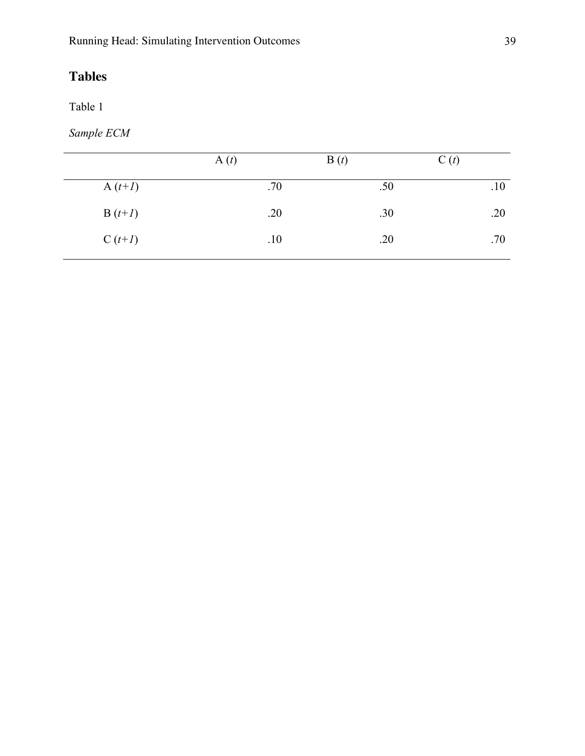## Tables

Table 1

*Sample ECM*

| | A (*t*) | B (*t*) | C (*t*) |
|---|---|---|---|
| A (*t+1*) | .70 | .50 | .10 |
| B (*t+1*) | .20 | .30 | .20 |
| C (*t+1*) | .10 | .20 | .70 |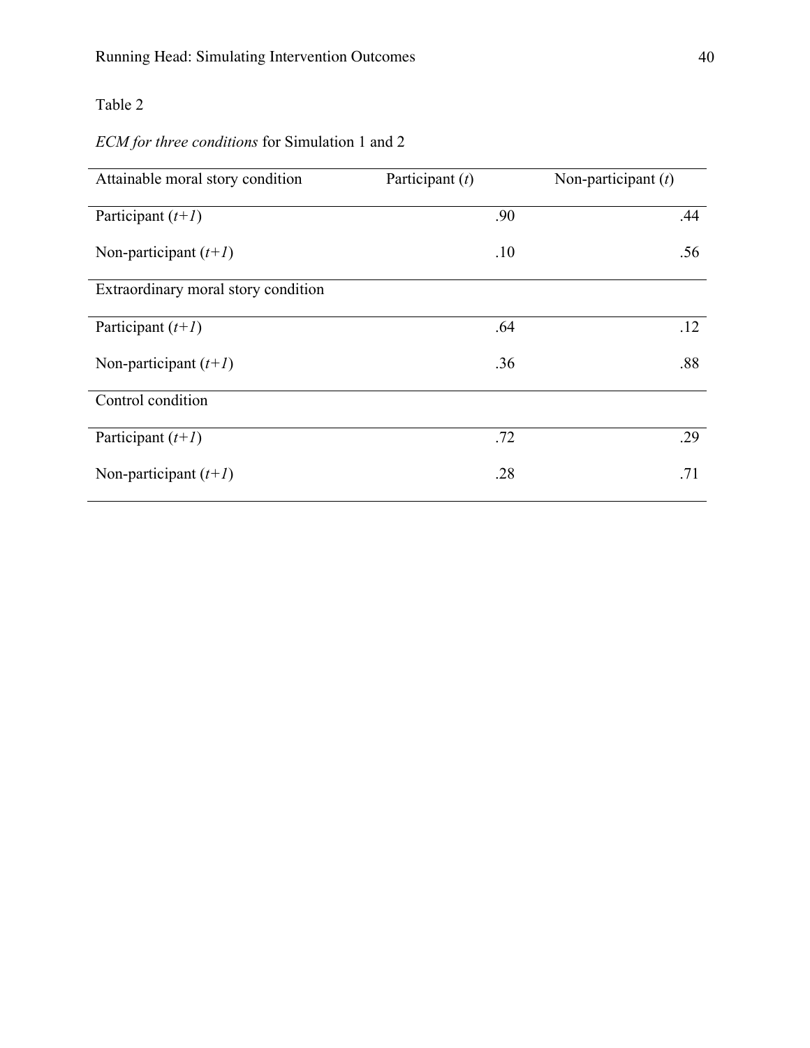Table 2

*ECM for three conditions* for Simulation 1 and 2

| Attainable moral story condition | Participant ($t$) | Non-participant ($t$) |
|---|---|---|
| Participant ($t+1$) | .90 | .44 |
| Non-participant ($t+1$) | .10 | .56 |
| **Extraordinary moral story condition** | | |
| Participant ($t+1$) | .64 | .12 |
| Non-participant ($t+1$) | .36 | .88 |
| **Control condition** | | |
| Participant ($t+1$) | .72 | .29 |
| Non-participant ($t+1$) | .28 | .71 |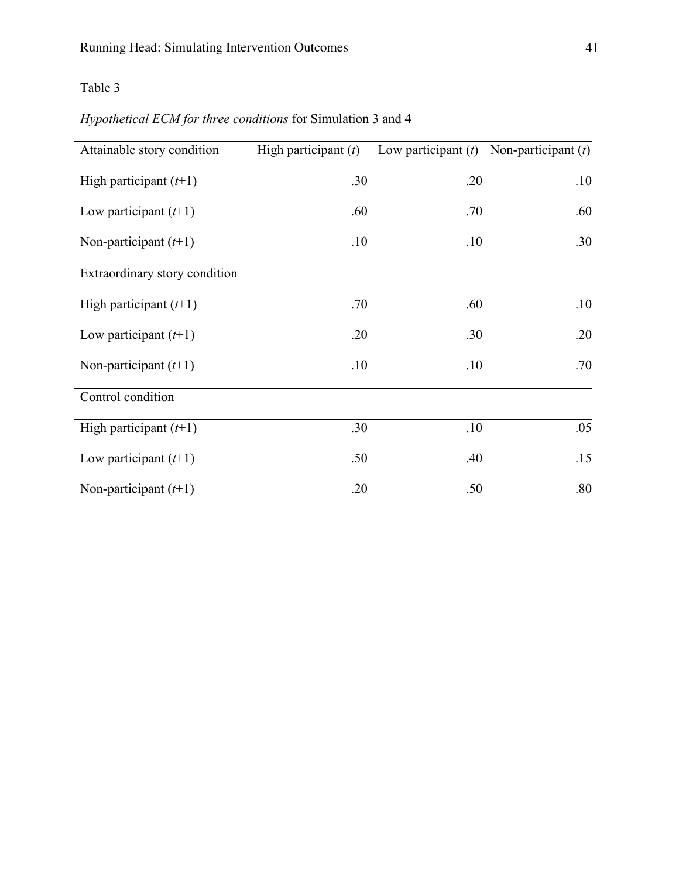Table 3

*Hypothetical ECM for three conditions* for Simulation 3 and 4

| Attainable story condition | High participant (*t*) | Low participant (*t*) | Non-participant (*t*) |
|---|---|---|---|
| High participant (*t*+1) | .30 | .20 | .10 |
| Low participant (*t*+1) | .60 | .70 | .60 |
| Non-participant (*t*+1) | .10 | .10 | .30 |
| Extraordinary story condition | | | |
| High participant (*t*+1) | .70 | .60 | .10 |
| Low participant (*t*+1) | .20 | .30 | .20 |
| Non-participant (*t*+1) | .10 | .10 | .70 |
| Control condition | | | |
| High participant (*t*+1) | .30 | .10 | .05 |
| Low participant (*t*+1) | .50 | .40 | .15 |
| Non-participant (*t*+1) | .20 | .50 | .80 |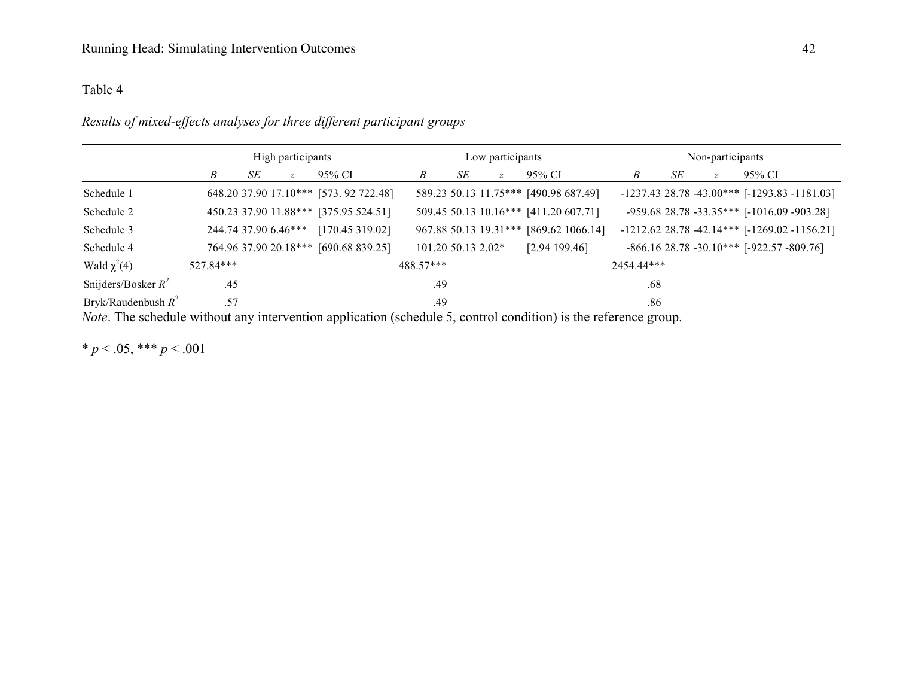Table 4

*Results of mixed-effects analyses for three different participant groups*

| | High participants | | | | Low participants | | | | Non-participants | | | |
|---|---|---|---|---|---|---|---|---|---|---|---|---|
| | *B* | *SE* | *z* | 95% CI | *B* | *SE* | *z* | 95% CI | *B* | *SE* | *z* | 95% CI |
| Schedule 1 | 648.20 | 37.90 | 17.10*** | [573. 92 722.48] | 589.23 | 50.13 | 11.75*** | [490.98 687.49] | -1237.43 | 28.78 | -43.00*** | [-1293.83 -1181.03] |
| Schedule 2 | 450.23 | 37.90 | 11.88*** | [375.95 524.51] | 509.45 | 50.13 | 10.16*** | [411.20 607.71] | -959.68 | 28.78 | -33.35*** | [-1016.09 -903.28] |
| Schedule 3 | 244.74 | 37.90 | 6.46*** | [170.45 319.02] | 967.88 | 50.13 | 19.31*** | [869.62 1066.14] | -1212.62 | 28.78 | -42.14*** | [-1269.02 -1156.21] |
| Schedule 4 | 764.96 | 37.90 | 20.18*** | [690.68 839.25] | 101.20 | 50.13 | 2.02* | [2.94 199.46] | -866.16 | 28.78 | -30.10*** | [-922.57 -809.76] |
| Wald $\chi^2(4)$ | 527.84*** | | | | 488.57*** | | | | 2454.44*** | | | |
| Snijders/Bosker $R^2$ | .45 | | | | .49 | | | | .68 | | | |
| Bryk/Raudenbush $R^2$ | .57 | | | | .49 | | | | .86 | | | |

*Note*. The schedule without any intervention application (schedule 5, control condition) is the reference group.

* $p < .05$, *** $p < .001$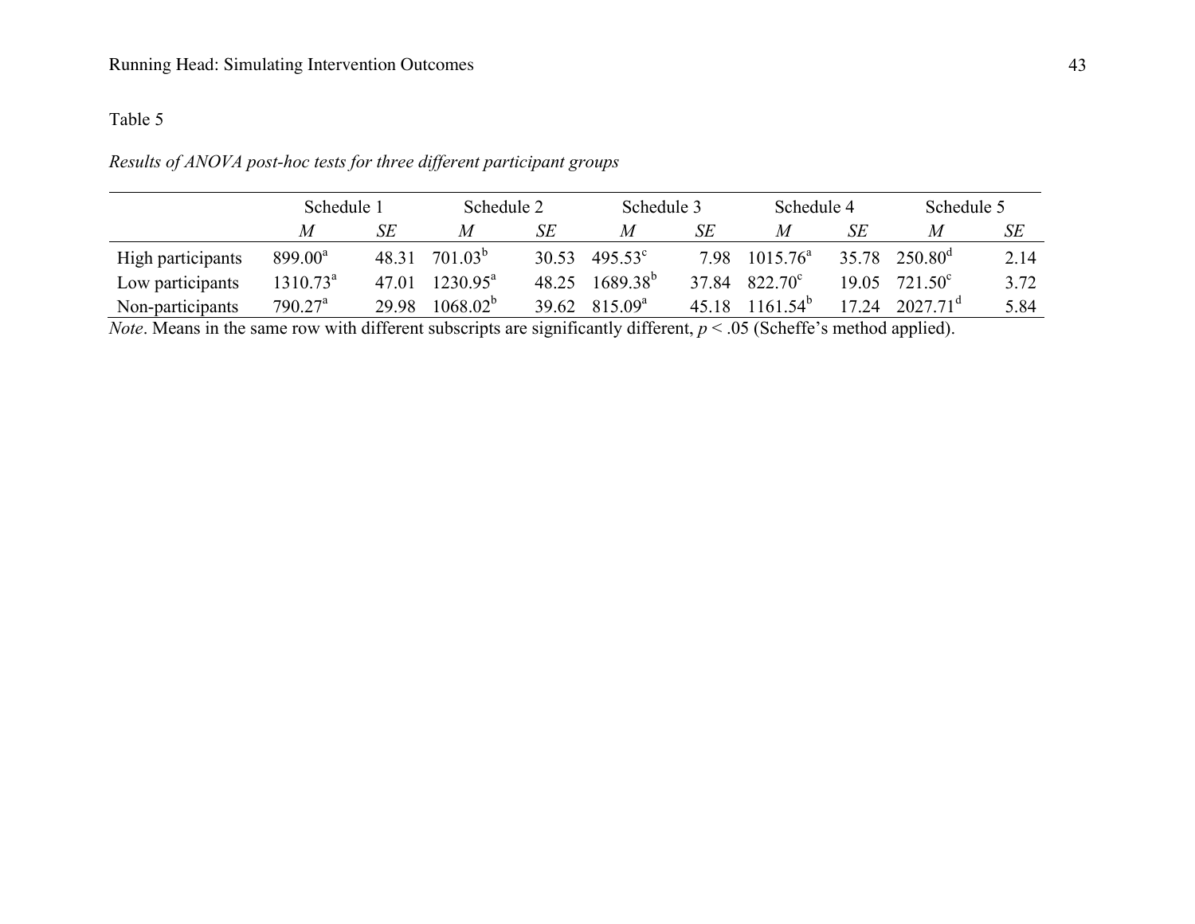Table 5

*Results of ANOVA post-hoc tests for three different participant groups*

| | Schedule 1 | | Schedule 2 | | Schedule 3 | | Schedule 4 | | Schedule 5 | |
|---|---|---|---|---|---|---|---|---|---|---|
| | *M* | *SE* | *M* | *SE* | *M* | *SE* | *M* | *SE* | *M* | *SE* |
| High participants | 899.00[a] | 48.31 | 701.03[b] | 30.53 | 495.53[c] | 7.98 | 1015.76[a] | 35.78 | 250.80[d] | 2.14 |
| Low participants | 1310.73[a] | 47.01 | 1230.95[a] | 48.25 | 1689.38[b] | 37.84 | 822.70[c] | 19.05 | 721.50[c] | 3.72 |
| Non-participants | 790.27[a] | 29.98 | 1068.02[b] | 39.62 | 815.09[a] | 45.18 | 1161.54[b] | 17.24 | 2027.71[d] | 5.84 |

*Note*. Means in the same row with different subscripts are significantly different, $p < .05$ (Scheffe's method applied).